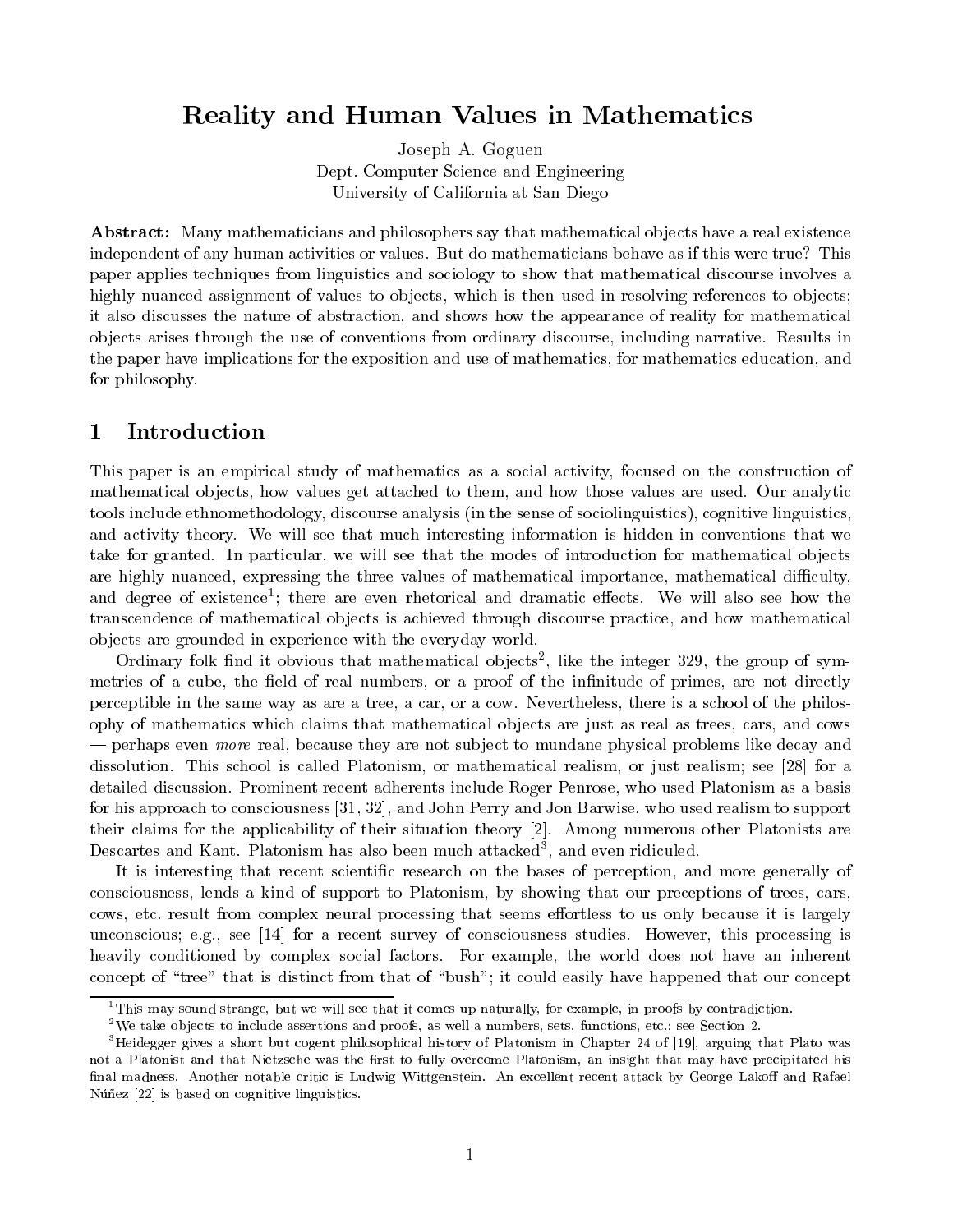# Reality and Human Values in Mathematics

Joseph A. Goguen
Dept. Computer Science and Engineering
University of California at San Diego

**Abstract:** Many mathematicians and philosophers say that mathematical objects have a real existence independent of any human activities or values. But do mathematicians behave as if this were true? This paper applies techniques from linguistics and sociology to show that mathematical discourse involves a highly nuanced assignment of values to objects, which is then used in resolving references to objects; it also discusses the nature of abstraction, and shows how the appearance of reality for mathematical objects arises through the use of conventions from ordinary discourse, including narrative. Results in the paper have implications for the exposition and use of mathematics, for mathematics education, and for philosophy.

## 1 Introduction

This paper is an empirical study of mathematics as a social activity, focused on the construction of mathematical objects, how values get attached to them, and how those values are used. Our analytic tools include ethnomethodology, discourse analysis (in the sense of sociolinguistics), cognitive linguistics, and activity theory. We will see that much interesting information is hidden in conventions that we take for granted. In particular, we will see that the modes of introduction for mathematical objects are highly nuanced, expressing the three values of mathematical importance, mathematical difficulty, and degree of existence[1]; there are even rhetorical and dramatic effects. We will also see how the transcendence of mathematical objects is achieved through discourse practice, and how mathematical objects are grounded in experience with the everyday world.

Ordinary folk find it obvious that mathematical objects[2], like the integer 329, the group of symmetries of a cube, the field of real numbers, or a proof of the infinitude of primes, are not directly perceptible in the same way as are a tree, a car, or a cow. Nevertheless, there is a school of the philosophy of mathematics which claims that mathematical objects are just as real as trees, cars, and cows — perhaps even *more* real, because they are not subject to mundane physical problems like decay and dissolution. This school is called Platonism, or mathematical realism, or just realism; see [28] for a detailed discussion. Prominent recent adherents include Roger Penrose, who used Platonism as a basis for his approach to consciousness [31, 32], and John Perry and Jon Barwise, who used realism to support their claims for the applicability of their situation theory [2]. Among numerous other Platonists are Descartes and Kant. Platonism has also been much attacked[3], and even ridiculed.

It is interesting that recent scientific research on the bases of perception, and more generally of consciousness, lends a kind of support to Platonism, by showing that our preceptions of trees, cars, cows, etc. result from complex neural processing that seems effortless to us only because it is largely unconscious; e.g., see [14] for a recent survey of consciousness studies. However, this processing is heavily conditioned by complex social factors. For example, the world does not have an inherent concept of "tree" that is distinct from that of "bush"; it could easily have happened that our concept

---

[1] This may sound strange, but we will see that it comes up naturally, for example, in proofs by contradiction.

[2] We take objects to include assertions and proofs, as well a numbers, sets, functions, etc.; see Section 2.

[3] Heidegger gives a short but cogent philosophical history of Platonism in Chapter 24 of [19], arguing that Plato was not a Platonist and that Nietzsche was the first to fully overcome Platonism, an insight that may have precipitated his final madness. Another notable critic is Ludwig Wittgenstein. An excellent recent attack by George Lakoff and Rafael Núñez [22] is based on cognitive linguistics.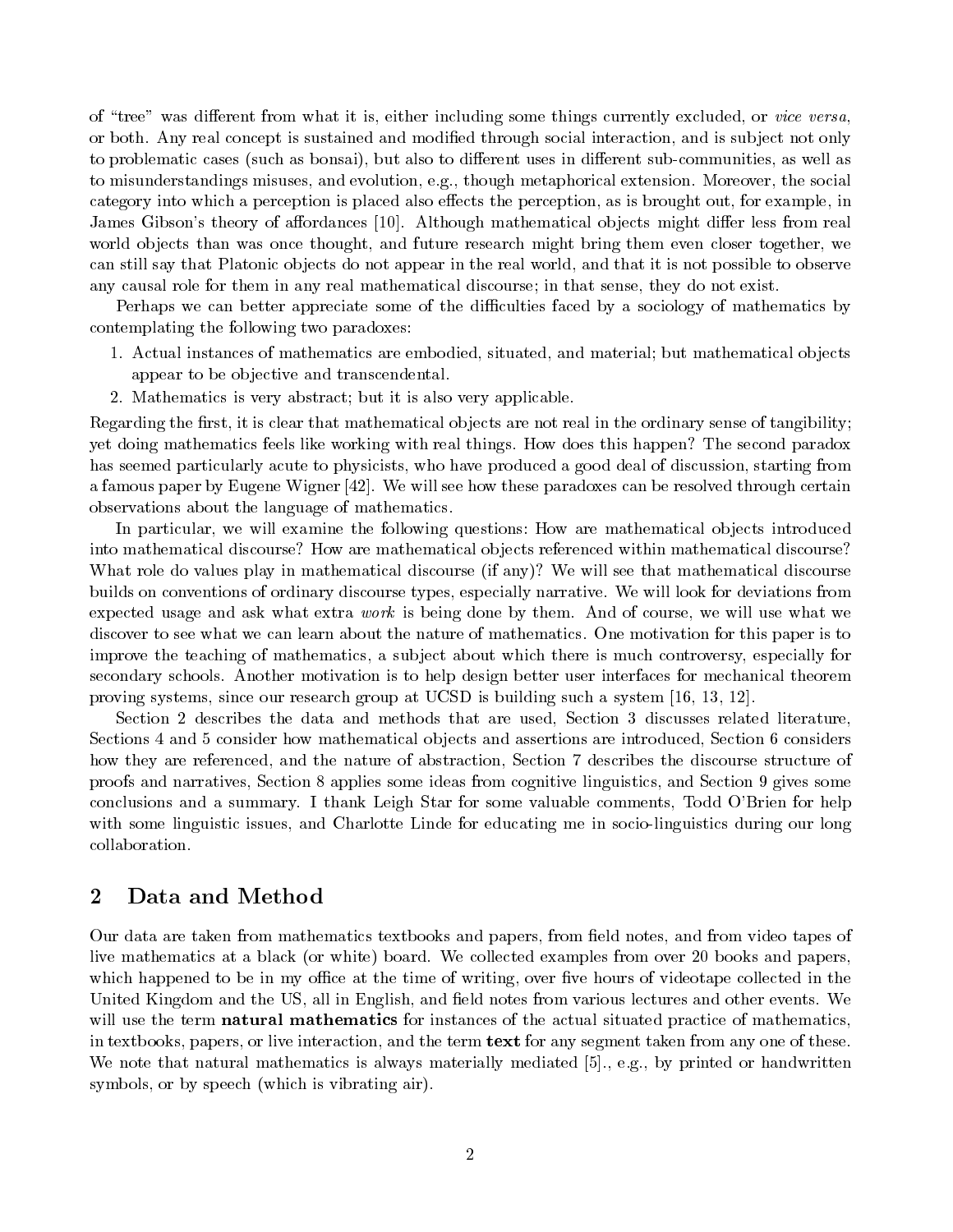of "tree" was different from what it is, either including some things currently excluded, or *vice versa*, or both. Any real concept is sustained and modified through social interaction, and is subject not only to problematic cases (such as bonsai), but also to different uses in different sub-communities, as well as to misunderstandings misuses, and evolution, e.g., though metaphorical extension. Moreover, the social category into which a perception is placed also effects the perception, as is brought out, for example, in James Gibson's theory of affordances [10]. Although mathematical objects might differ less from real world objects than was once thought, and future research might bring them even closer together, we can still say that Platonic objects do not appear in the real world, and that it is not possible to observe any causal role for them in any real mathematical discourse; in that sense, they do not exist.

Perhaps we can better appreciate some of the difficulties faced by a sociology of mathematics by contemplating the following two paradoxes:

1. Actual instances of mathematics are embodied, situated, and material; but mathematical objects appear to be objective and transcendental.
2. Mathematics is very abstract; but it is also very applicable.

Regarding the first, it is clear that mathematical objects are not real in the ordinary sense of tangibility; yet doing mathematics feels like working with real things. How does this happen? The second paradox has seemed particularly acute to physicists, who have produced a good deal of discussion, starting from a famous paper by Eugene Wigner [42]. We will see how these paradoxes can be resolved through certain observations about the language of mathematics.

In particular, we will examine the following questions: How are mathematical objects introduced into mathematical discourse? How are mathematical objects referenced within mathematical discourse? What role do values play in mathematical discourse (if any)? We will see that mathematical discourse builds on conventions of ordinary discourse types, especially narrative. We will look for deviations from expected usage and ask what extra *work* is being done by them. And of course, we will use what we discover to see what we can learn about the nature of mathematics. One motivation for this paper is to improve the teaching of mathematics, a subject about which there is much controversy, especially for secondary schools. Another motivation is to help design better user interfaces for mechanical theorem proving systems, since our research group at UCSD is building such a system [16, 13, 12].

Section 2 describes the data and methods that are used, Section 3 discusses related literature, Sections 4 and 5 consider how mathematical objects and assertions are introduced, Section 6 considers how they are referenced, and the nature of abstraction, Section 7 describes the discourse structure of proofs and narratives, Section 8 applies some ideas from cognitive linguistics, and Section 9 gives some conclusions and a summary. I thank Leigh Star for some valuable comments, Todd O'Brien for help with some linguistic issues, and Charlotte Linde for educating me in socio-linguistics during our long collaboration.

## 2 Data and Method

Our data are taken from mathematics textbooks and papers, from field notes, and from video tapes of live mathematics at a black (or white) board. We collected examples from over 20 books and papers, which happened to be in my office at the time of writing, over five hours of videotape collected in the United Kingdom and the US, all in English, and field notes from various lectures and other events. We will use the term **natural mathematics** for instances of the actual situated practice of mathematics, in textbooks, papers, or live interaction, and the term **text** for any segment taken from any one of these. We note that natural mathematics is always materially mediated [5]., e.g., by printed or handwritten symbols, or by speech (which is vibrating air).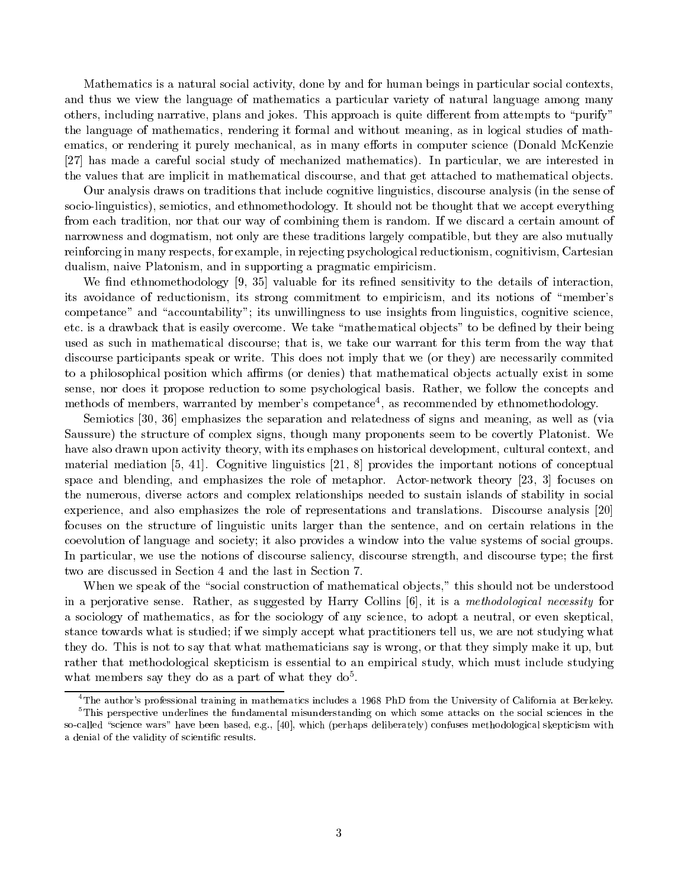Mathematics is a natural social activity, done by and for human beings in particular social contexts, and thus we view the language of mathematics a particular variety of natural language among many others, including narrative, plans and jokes. This approach is quite different from attempts to "purify" the language of mathematics, rendering it formal and without meaning, as in logical studies of mathematics, or rendering it purely mechanical, as in many efforts in computer science (Donald McKenzie [27] has made a careful social study of mechanized mathematics). In particular, we are interested in the values that are implicit in mathematical discourse, and that get attached to mathematical objects.

Our analysis draws on traditions that include cognitive linguistics, discourse analysis (in the sense of socio-linguistics), semiotics, and ethnomethodology. It should not be thought that we accept everything from each tradition, nor that our way of combining them is random. If we discard a certain amount of narrowness and dogmatism, not only are these traditions largely compatible, but they are also mutually reinforcing in many respects, for example, in rejecting psychological reductionism, cognitivism, Cartesian dualism, naive Platonism, and in supporting a pragmatic empiricism.

We find ethnomethodology [9, 35] valuable for its refined sensitivity to the details of interaction, its avoidance of reductionism, its strong commitment to empiricism, and its notions of "member's competance" and "accountability"; its unwillingness to use insights from linguistics, cognitive science, etc. is a drawback that is easily overcome. We take "mathematical objects" to be defined by their being used as such in mathematical discourse; that is, we take our warrant for this term from the way that discourse participants speak or write. This does not imply that we (or they) are necessarily commited to a philosophical position which affirms (or denies) that mathematical objects actually exist in some sense, nor does it propose reduction to some psychological basis. Rather, we follow the concepts and methods of members, warranted by member's competance[4], as recommended by ethnomethodology.

Semiotics [30, 36] emphasizes the separation and relatedness of signs and meaning, as well as (via Saussure) the structure of complex signs, though many proponents seem to be covertly Platonist. We have also drawn upon activity theory, with its emphases on historical development, cultural context, and material mediation [5, 41]. Cognitive linguistics [21, 8] provides the important notions of conceptual space and blending, and emphasizes the role of metaphor. Actor-network theory [23, 3] focuses on the numerous, diverse actors and complex relationships needed to sustain islands of stability in social experience, and also emphasizes the role of representations and translations. Discourse analysis [20] focuses on the structure of linguistic units larger than the sentence, and on certain relations in the coevolution of language and society; it also provides a window into the value systems of social groups. In particular, we use the notions of discourse saliency, discourse strength, and discourse type; the first two are discussed in Section 4 and the last in Section 7.

When we speak of the "social construction of mathematical objects," this should not be understood in a perjorative sense. Rather, as suggested by Harry Collins [6], it is a *methodological necessity* for a sociology of mathematics, as for the sociology of any science, to adopt a neutral, or even skeptical, stance towards what is studied; if we simply accept what practitioners tell us, we are not studying what they do. This is not to say that what mathematicians say is wrong, or that they simply make it up, but rather that methodological skepticism is essential to an empirical study, which must include studying what members say they do as a part of what they do[5].

[4] The author's professional training in mathematics includes a 1968 PhD from the University of California at Berkeley.

[5] This perspective underlines the fundamental misunderstanding on which some attacks on the social sciences in the so-called "science wars" have been based, e.g., [40], which (perhaps deliberately) confuses methodological skepticism with a denial of the validity of scientific results.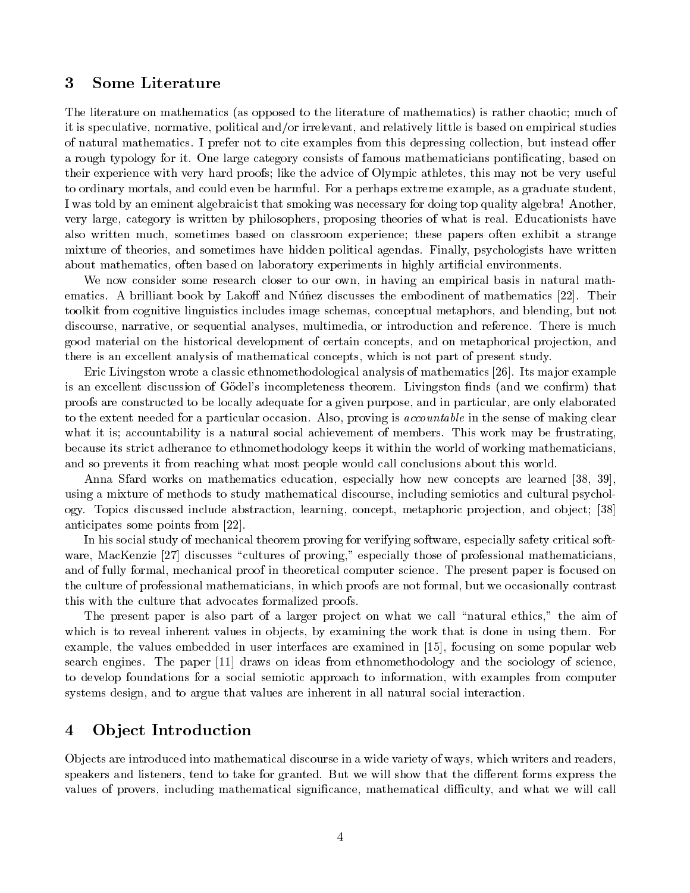## 3 Some Literature

The literature on mathematics (as opposed to the literature of mathematics) is rather chaotic; much of it is speculative, normative, political and/or irrelevant, and relatively little is based on empirical studies of natural mathematics. I prefer not to cite examples from this depressing collection, but instead offer a rough typology for it. One large category consists of famous mathematicians pontificating, based on their experience with very hard proofs; like the advice of Olympic athletes, this may not be very useful to ordinary mortals, and could even be harmful. For a perhaps extreme example, as a graduate student, I was told by an eminent algebraicist that smoking was necessary for doing top quality algebra! Another, very large, category is written by philosophers, proposing theories of what is real. Educationists have also written much, sometimes based on classroom experience; these papers often exhibit a strange mixture of theories, and sometimes have hidden political agendas. Finally, psychologists have written about mathematics, often based on laboratory experiments in highly artificial environments.

We now consider some research closer to our own, in having an empirical basis in natural mathematics. A brilliant book by Lakoff and Núñez discusses the embodinent of mathematics [22]. Their toolkit from cognitive linguistics includes image schemas, conceptual metaphors, and blending, but not discourse, narrative, or sequential analyses, multimedia, or introduction and reference. There is much good material on the historical development of certain concepts, and on metaphorical projection, and there is an excellent analysis of mathematical concepts, which is not part of present study.

Eric Livingston wrote a classic ethnomethodological analysis of mathematics [26]. Its major example is an excellent discussion of Gödel's incompleteness theorem. Livingston finds (and we confirm) that proofs are constructed to be locally adequate for a given purpose, and in particular, are only elaborated to the extent needed for a particular occasion. Also, proving is *accountable* in the sense of making clear what it is; accountability is a natural social achievement of members. This work may be frustrating, because its strict adherance to ethnomethodology keeps it within the world of working mathematicians, and so prevents it from reaching what most people would call conclusions about this world.

Anna Sfard works on mathematics education, especially how new concepts are learned [38, 39], using a mixture of methods to study mathematical discourse, including semiotics and cultural psychology. Topics discussed include abstraction, learning, concept, metaphoric projection, and object; [38] anticipates some points from [22].

In his social study of mechanical theorem proving for verifying software, especially safety critical software, MacKenzie [27] discusses "cultures of proving," especially those of professional mathematicians, and of fully formal, mechanical proof in theoretical computer science. The present paper is focused on the culture of professional mathematicians, in which proofs are not formal, but we occasionally contrast this with the culture that advocates formalized proofs.

The present paper is also part of a larger project on what we call "natural ethics," the aim of which is to reveal inherent values in objects, by examining the work that is done in using them. For example, the values embedded in user interfaces are examined in [15], focusing on some popular web search engines. The paper [11] draws on ideas from ethnomethodology and the sociology of science, to develop foundations for a social semiotic approach to information, with examples from computer systems design, and to argue that values are inherent in all natural social interaction.

## 4 Object Introduction

Objects are introduced into mathematical discourse in a wide variety of ways, which writers and readers, speakers and listeners, tend to take for granted. But we will show that the different forms express the values of provers, including mathematical significance, mathematical difficulty, and what we will call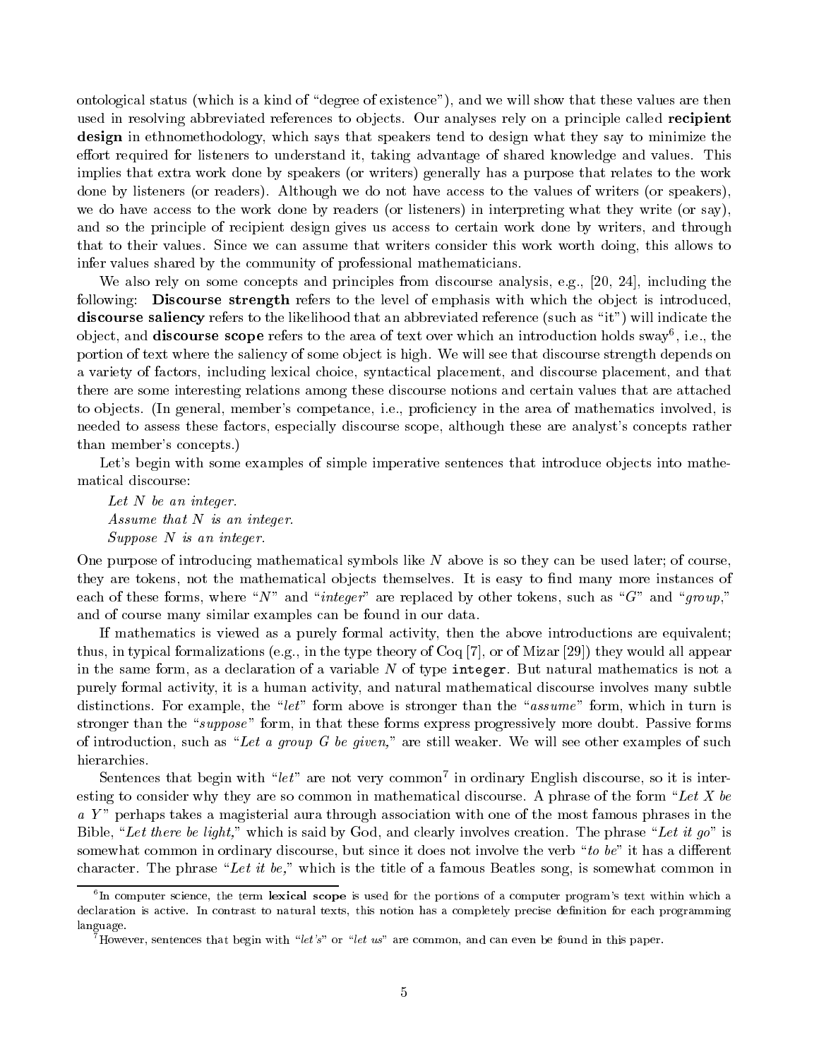ontological status (which is a kind of "degree of existence"), and we will show that these values are then used in resolving abbreviated references to objects. Our analyses rely on a principle called **recipient design** in ethnomethodology, which says that speakers tend to design what they say to minimize the effort required for listeners to understand it, taking advantage of shared knowledge and values. This implies that extra work done by speakers (or writers) generally has a purpose that relates to the work done by listeners (or readers). Although we do not have access to the values of writers (or speakers), we do have access to the work done by readers (or listeners) in interpreting what they write (or say), and so the principle of recipient design gives us access to certain work done by writers, and through that to their values. Since we can assume that writers consider this work worth doing, this allows to infer values shared by the community of professional mathematicians.

We also rely on some concepts and principles from discourse analysis, e.g., [20, 24], including the following: **Discourse strength** refers to the level of emphasis with which the object is introduced, **discourse saliency** refers to the likelihood that an abbreviated reference (such as "it") will indicate the object, and **discourse scope** refers to the area of text over which an introduction holds sway[6], i.e., the portion of text where the saliency of some object is high. We will see that discourse strength depends on a variety of factors, including lexical choice, syntactical placement, and discourse placement, and that there are some interesting relations among these discourse notions and certain values that are attached to objects. (In general, member's competance, i.e., proficiency in the area of mathematics involved, is needed to assess these factors, especially discourse scope, although these are analyst's concepts rather than member's concepts.)

Let's begin with some examples of simple imperative sentences that introduce objects into mathematical discourse:

*Let N be an integer.*
*Assume that N is an integer.*
*Suppose N is an integer.*

One purpose of introducing mathematical symbols like $N$ above is so they can be used later; of course, they are tokens, not the mathematical objects themselves. It is easy to find many more instances of each of these forms, where "$N$" and "*integer*" are replaced by other tokens, such as "$G$" and "*group*," and of course many similar examples can be found in our data.

If mathematics is viewed as a purely formal activity, then the above introductions are equivalent; thus, in typical formalizations (e.g., in the type theory of Coq [7], or of Mizar [29]) they would all appear in the same form, as a declaration of a variable $N$ of type `integer`. But natural mathematics is not a purely formal activity, it is a human activity, and natural mathematical discourse involves many subtle distinctions. For example, the "*let*" form above is stronger than the "*assume*" form, which in turn is stronger than the "*suppose*" form, in that these forms express progressively more doubt. Passive forms of introduction, such as "*Let a group G be given,*" are still weaker. We will see other examples of such hierarchies.

Sentences that begin with "*let*" are not very common[7] in ordinary English discourse, so it is interesting to consider why they are so common in mathematical discourse. A phrase of the form "*Let X be a Y*" perhaps takes a magisterial aura through association with one of the most famous phrases in the Bible, "*Let there be light,*" which is said by God, and clearly involves creation. The phrase "*Let it go*" is somewhat common in ordinary discourse, but since it does not involve the verb "*to be*" it has a different character. The phrase "*Let it be,*" which is the title of a famous Beatles song, is somewhat common in

[6] In computer science, the term **lexical scope** is used for the portions of a computer program's text within which a declaration is active. In contrast to natural texts, this notion has a completely precise definition for each programming language.

[7] However, sentences that begin with "*let's*" or "*let us*" are common, and can even be found in this paper.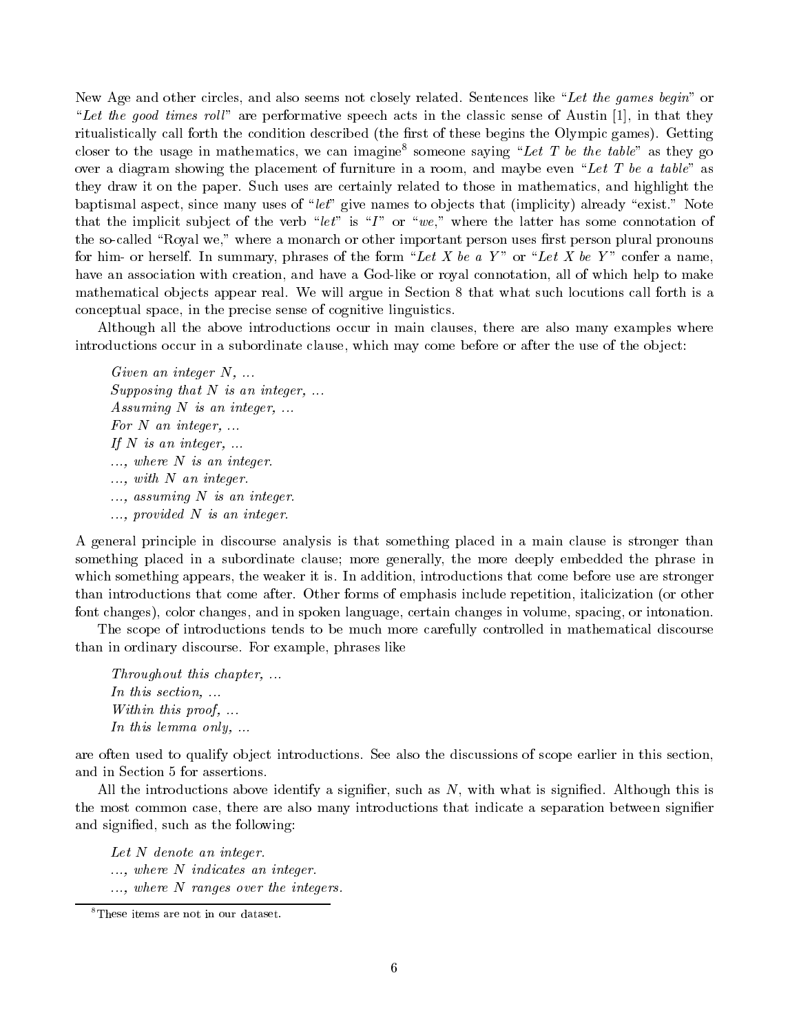New Age and other circles, and also seems not closely related. Sentences like "*Let the games begin*" or "*Let the good times roll*" are performative speech acts in the classic sense of Austin [1], in that they ritualistically call forth the condition described (the first of these begins the Olympic games). Getting closer to the usage in mathematics, we can imagine[8] someone saying "*Let T be the table*" as they go over a diagram showing the placement of furniture in a room, and maybe even "*Let T be a table*" as they draw it on the paper. Such uses are certainly related to those in mathematics, and highlight the baptismal aspect, since many uses of "*let*" give names to objects that (implicity) already "exist." Note that the implicit subject of the verb "*let*" is "*I*" or "*we*," where the latter has some connotation of the so-called "Royal we," where a monarch or other important person uses first person plural pronouns for him- or herself. In summary, phrases of the form "*Let X be a Y*" or "*Let X be Y*" confer a name, have an association with creation, and have a God-like or royal connotation, all of which help to make mathematical objects appear real. We will argue in Section 8 that what such locutions call forth is a conceptual space, in the precise sense of cognitive linguistics.

Although all the above introductions occur in main clauses, there are also many examples where introductions occur in a subordinate clause, which may come before or after the use of the object:

*Given an integer N, ...*
*Supposing that N is an integer, ...*
*Assuming N is an integer, ...*
*For N an integer, ...*
*If N is an integer, ...*
*..., where N is an integer.*
*..., with N an integer.*
*..., assuming N is an integer.*
*..., provided N is an integer.*

A general principle in discourse analysis is that something placed in a main clause is stronger than something placed in a subordinate clause; more generally, the more deeply embedded the phrase in which something appears, the weaker it is. In addition, introductions that come before use are stronger than introductions that come after. Other forms of emphasis include repetition, italicization (or other font changes), color changes, and in spoken language, certain changes in volume, spacing, or intonation.

The scope of introductions tends to be much more carefully controlled in mathematical discourse than in ordinary discourse. For example, phrases like

*Throughout this chapter, ...*
*In this section, ...*
*Within this proof, ...*
*In this lemma only, ...*

are often used to qualify object introductions. See also the discussions of scope earlier in this section, and in Section 5 for assertions.

All the introductions above identify a signifier, such as $N$, with what is signified. Although this is the most common case, there are also many introductions that indicate a separation between signifier and signified, such as the following:

*Let N denote an integer.*
*..., where N indicates an integer.*
*..., where N ranges over the integers.*

[8] These items are not in our dataset.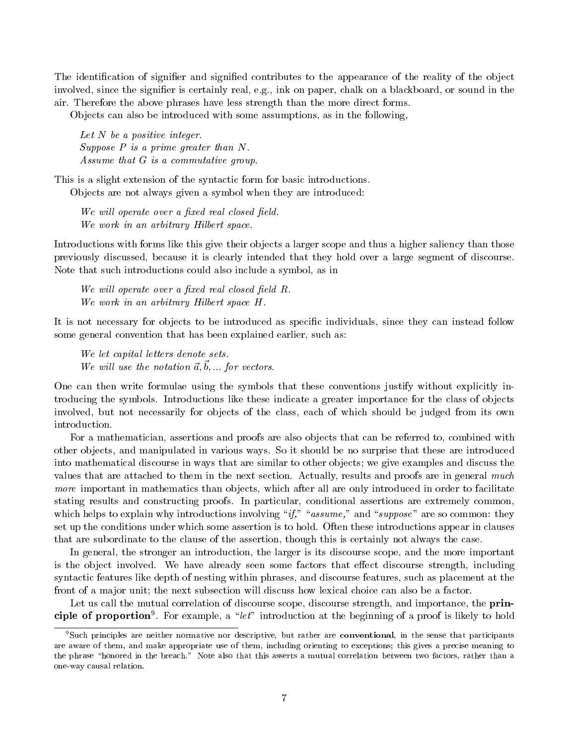The identification of signifier and signified contributes to the appearance of the reality of the object involved, since the signifier is certainly real, e.g., ink on paper, chalk on a blackboard, or sound in the air. Therefore the above phrases have less strength than the more direct forms.

Objects can also be introduced with some assumptions, as in the following,

> *Let $N$ be a positive integer.*
> *Suppose $P$ is a prime greater than $N$.*
> *Assume that $G$ is a commutative group.*

This is a slight extension of the syntactic form for basic introductions.

Objects are not always given a symbol when they are introduced:

> *We will operate over a fixed real closed field.*
> *We work in an arbitrary Hilbert space.*

Introductions with forms like this give their objects a larger scope and thus a higher saliency than those previously discussed, because it is clearly intended that they hold over a large segment of discourse. Note that such introductions could also include a symbol, as in

> *We will operate over a fixed real closed field $R$.*
> *We work in an arbitrary Hilbert space $H$.*

It is not necessary for objects to be introduced as specific individuals, since they can instead follow some general convention that has been explained earlier, such as:

> *We let capital letters denote sets.*
> *We will use the notation $\vec{a}, \vec{b}, \ldots$ for vectors.*

One can then write formulae using the symbols that these conventions justify without explicitly introducing the symbols. Introductions like these indicate a greater importance for the class of objects involved, but not necessarily for objects of the class, each of which should be judged from its own introduction.

For a mathematician, assertions and proofs are also objects that can be referred to, combined with other objects, and manipulated in various ways. So it should be no surprise that these are introduced into mathematical discourse in ways that are similar to other objects; we give examples and discuss the values that are attached to them in the next section. Actually, results and proofs are in general *much more* important in mathematics than objects, which after all are only introduced in order to facilitate stating results and constructing proofs. In particular, conditional assertions are extremely common, which helps to explain why introductions involving "*if*," "*assume*," and "*suppose*" are so common: they set up the conditions under which some assertion is to hold. Often these introductions appear in clauses that are subordinate to the clause of the assertion, though this is certainly not always the case.

In general, the stronger an introduction, the larger is its discourse scope, and the more important is the object involved. We have already seen some factors that effect discourse strength, including syntactic features like depth of nesting within phrases, and discourse features, such as placement at the front of a major unit; the next subsection will discuss how lexical choice can also be a factor.

Let us call the mutual correlation of discourse scope, discourse strength, and importance, the **principle of proportion**[9]. For example, a "*let*" introduction at the beginning of a proof is likely to hold

[9] Such principles are neither normative nor descriptive, but rather are **conventional**, in the sense that participants are aware of them, and make appropriate use of them, including orienting to exceptions; this gives a precise meaning to the phrase "honored in the breach." Note also that this asserts a mutual correlation between two factors, rather than a one-way causal relation.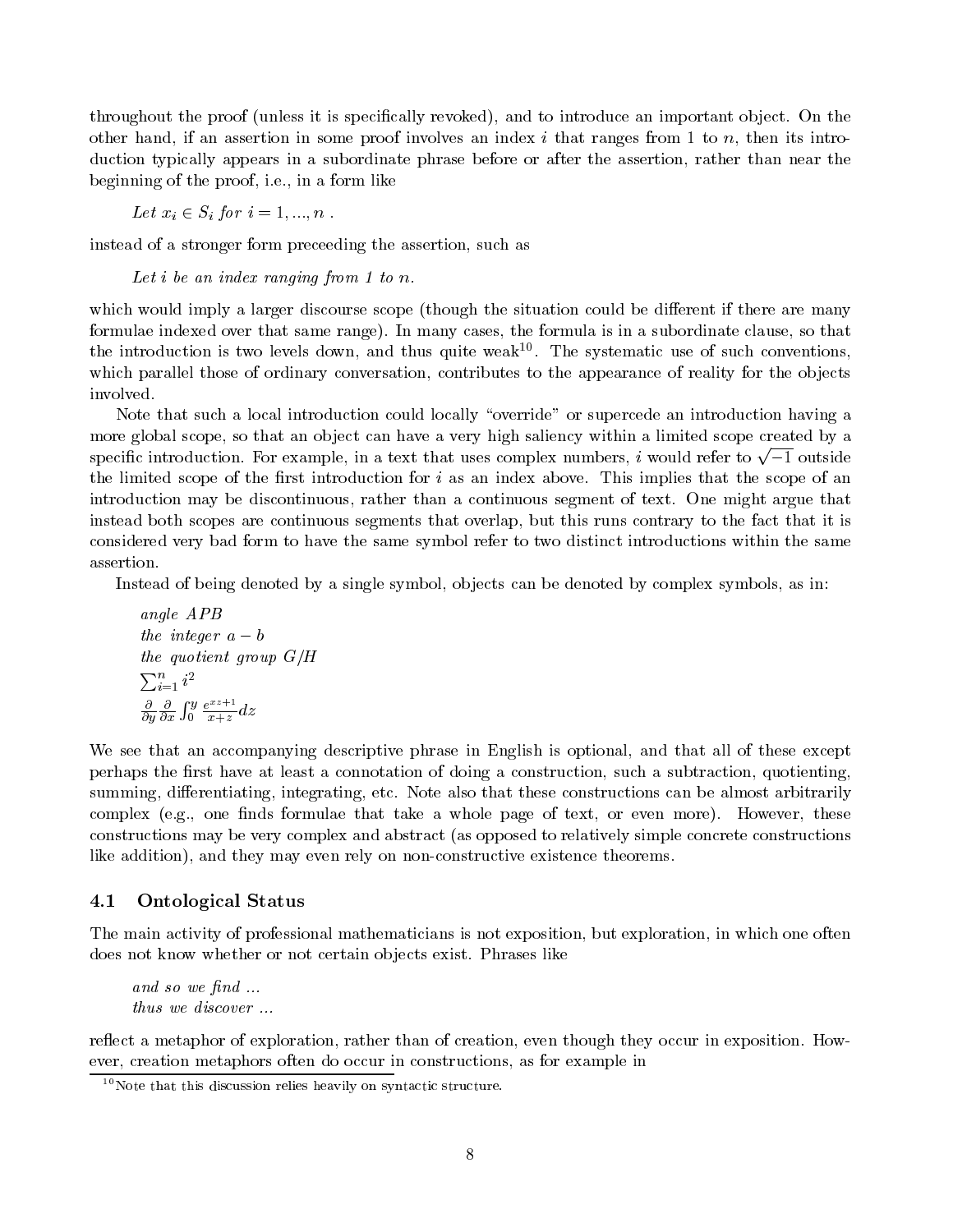throughout the proof (unless it is specifically revoked), and to introduce an important object. On the other hand, if an assertion in some proof involves an index $i$ that ranges from 1 to $n$, then its introduction typically appears in a subordinate phrase before or after the assertion, rather than near the beginning of the proof, i.e., in a form like

> *Let* $x_i \in S_i$ *for* $i = 1, ..., n$ .

instead of a stronger form preceeding the assertion, such as

> *Let i be an index ranging from 1 to n.*

which would imply a larger discourse scope (though the situation could be different if there are many formulae indexed over that same range). In many cases, the formula is in a subordinate clause, so that the introduction is two levels down, and thus quite weak[10]. The systematic use of such conventions, which parallel those of ordinary conversation, contributes to the appearance of reality for the objects involved.

Note that such a local introduction could locally "override" or supercede an introduction having a more global scope, so that an object can have a very high saliency within a limited scope created by a specific introduction. For example, in a text that uses complex numbers, $i$ would refer to $\sqrt{-1}$ outside the limited scope of the first introduction for $i$ as an index above. This implies that the scope of an introduction may be discontinuous, rather than a continuous segment of text. One might argue that instead both scopes are continuous segments that overlap, but this runs contrary to the fact that it is considered very bad form to have the same symbol refer to two distinct introductions within the same assertion.

Instead of being denoted by a single symbol, objects can be denoted by complex symbols, as in:

> *angle* $APB$
> *the integer* $a - b$
> *the quotient group* $G/H$
> $\sum_{i=1}^{n} i^2$
> $\frac{\partial}{\partial y}\frac{\partial}{\partial x}\int_0^y \frac{e^{xz+1}}{x+z}dz$

We see that an accompanying descriptive phrase in English is optional, and that all of these except perhaps the first have at least a connotation of doing a construction, such a subtraction, quotienting, summing, differentiating, integrating, etc. Note also that these constructions can be almost arbitrarily complex (e.g., one finds formulae that take a whole page of text, or even more). However, these constructions may be very complex and abstract (as opposed to relatively simple concrete constructions like addition), and they may even rely on non-constructive existence theorems.

### 4.1 Ontological Status

The main activity of professional mathematicians is not exposition, but exploration, in which one often does not know whether or not certain objects exist. Phrases like

> *and so we find ...*
> *thus we discover ...*

reflect a metaphor of exploration, rather than of creation, even though they occur in exposition. However, creation metaphors often do occur in constructions, as for example in

[10] Note that this discussion relies heavily on syntactic structure.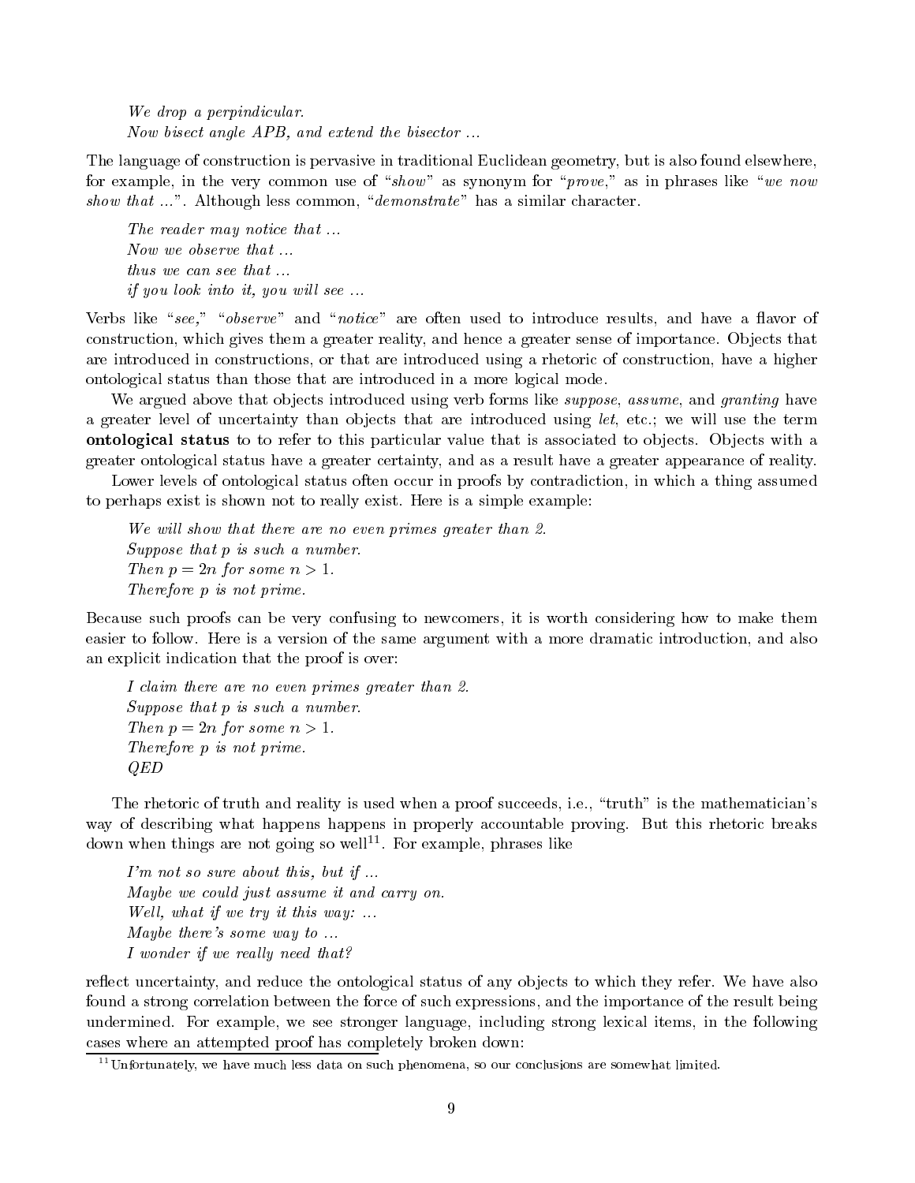*We drop a perpindicular.*
*Now bisect angle APB, and extend the bisector ...*

The language of construction is pervasive in traditional Euclidean geometry, but is also found elsewhere, for example, in the very common use of "*show*" as synonym for "*prove*," as in phrases like "*we now show that ...*". Although less common, "*demonstrate*" has a similar character.

*The reader may notice that ...*
*Now we observe that ...*
*thus we can see that ...*
*if you look into it, you will see ...*

Verbs like "*see*," "*observe*" and "*notice*" are often used to introduce results, and have a flavor of construction, which gives them a greater reality, and hence a greater sense of importance. Objects that are introduced in constructions, or that are introduced using a rhetoric of construction, have a higher ontological status than those that are introduced in a more logical mode.

We argued above that objects introduced using verb forms like *suppose*, *assume*, and *granting* have a greater level of uncertainty than objects that are introduced using *let*, etc.; we will use the term **ontological status** to to refer to this particular value that is associated to objects. Objects with a greater ontological status have a greater certainty, and as a result have a greater appearance of reality.

Lower levels of ontological status often occur in proofs by contradiction, in which a thing assumed to perhaps exist is shown not to really exist. Here is a simple example:

*We will show that there are no even primes greater than 2.*
*Suppose that $p$ is such a number.*
*Then $p = 2n$ for some $n > 1$.*
*Therefore $p$ is not prime.*

Because such proofs can be very confusing to newcomers, it is worth considering how to make them easier to follow. Here is a version of the same argument with a more dramatic introduction, and also an explicit indication that the proof is over:

*I claim there are no even primes greater than 2.*
*Suppose that $p$ is such a number.*
*Then $p = 2n$ for some $n > 1$.*
*Therefore $p$ is not prime.*
*QED*

The rhetoric of truth and reality is used when a proof succeeds, i.e., "truth" is the mathematician's way of describing what happens happens in properly accountable proving. But this rhetoric breaks down when things are not going so well[11]. For example, phrases like

*I'm not so sure about this, but if ...*
*Maybe we could just assume it and carry on.*
*Well, what if we try it this way: ...*
*Maybe there's some way to ...*
*I wonder if we really need that?*

reflect uncertainty, and reduce the ontological status of any objects to which they refer. We have also found a strong correlation between the force of such expressions, and the importance of the result being undermined. For example, we see stronger language, including strong lexical items, in the following cases where an attempted proof has completely broken down:

[11] Unfortunately, we have much less data on such phenomena, so our conclusions are somewhat limited.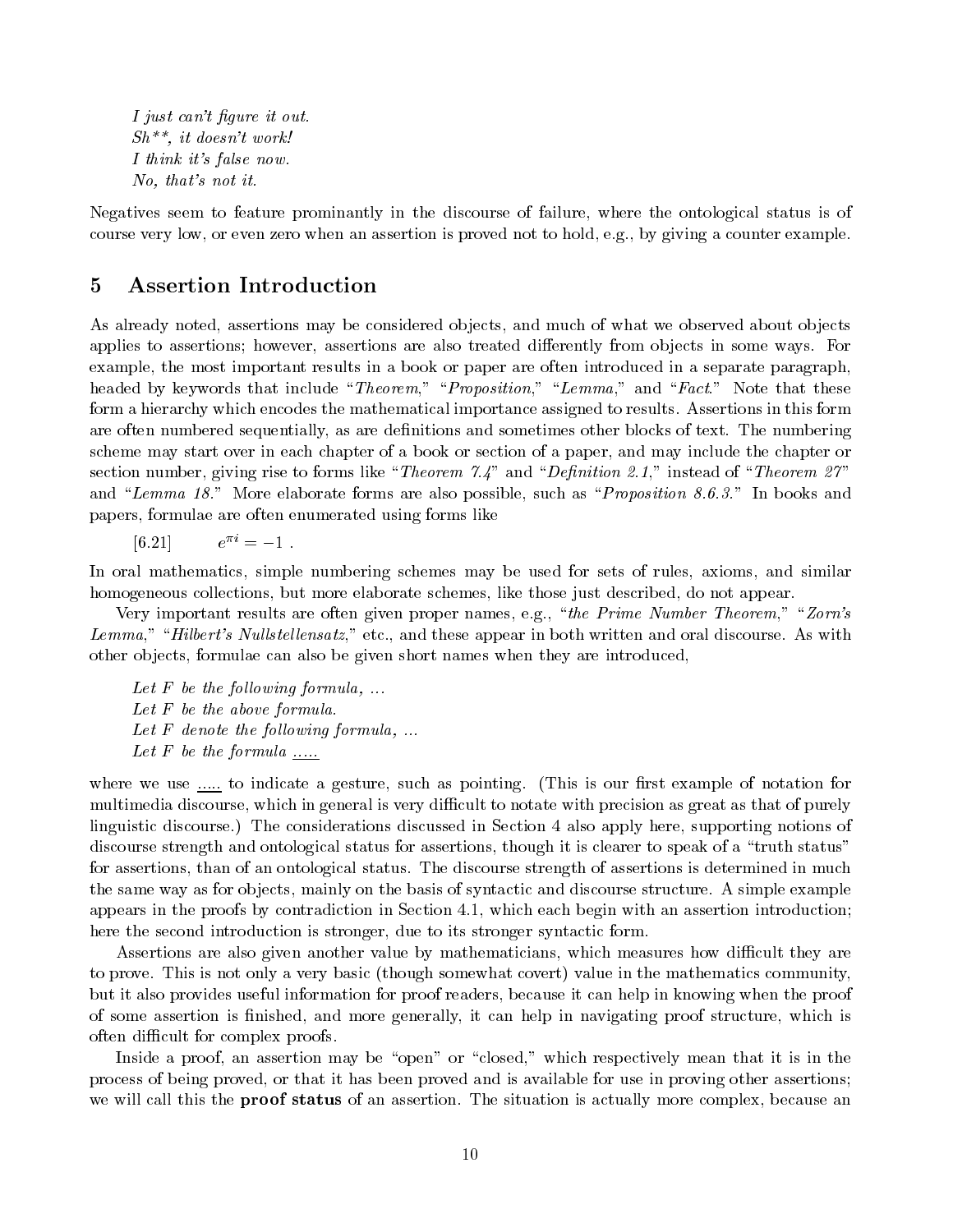*I just can't figure it out.*
*Sh\*\*, it doesn't work!*
*I think it's false now.*
*No, that's not it.*

Negatives seem to feature prominantly in the discourse of failure, where the ontological status is of course very low, or even zero when an assertion is proved not to hold, e.g., by giving a counter example.

## 5 Assertion Introduction

As already noted, assertions may be considered objects, and much of what we observed about objects applies to assertions; however, assertions are also treated differently from objects in some ways. For example, the most important results in a book or paper are often introduced in a separate paragraph, headed by keywords that include "*Theorem*," "*Proposition*," "*Lemma*," and "*Fact*." Note that these form a hierarchy which encodes the mathematical importance assigned to results. Assertions in this form are often numbered sequentially, as are definitions and sometimes other blocks of text. The numbering scheme may start over in each chapter of a book or section of a paper, and may include the chapter or section number, giving rise to forms like "*Theorem 7.4*" and "*Definition 2.1*," instead of "*Theorem 27*" and "*Lemma 18*." More elaborate forms are also possible, such as "*Proposition 8.6.3*." In books and papers, formulae are often enumerated using forms like

$$[6.21] \qquad e^{\pi i} = -1 \ .$$

In oral mathematics, simple numbering schemes may be used for sets of rules, axioms, and similar homogeneous collections, but more elaborate schemes, like those just described, do not appear.

Very important results are often given proper names, e.g., "*the Prime Number Theorem*," "*Zorn's Lemma*," "*Hilbert's Nullstellensatz*," etc., and these appear in both written and oral discourse. As with other objects, formulae can also be given short names when they are introduced,

*Let F be the following formula, ...*
*Let F be the above formula.*
*Let F denote the following formula, ...*
*Let F be the formula* <u>.....</u>

where we use <u>.....</u> to indicate a gesture, such as pointing. (This is our first example of notation for multimedia discourse, which in general is very difficult to notate with precision as great as that of purely linguistic discourse.) The considerations discussed in Section 4 also apply here, supporting notions of discourse strength and ontological status for assertions, though it is clearer to speak of a "truth status" for assertions, than of an ontological status. The discourse strength of assertions is determined in much the same way as for objects, mainly on the basis of syntactic and discourse structure. A simple example appears in the proofs by contradiction in Section 4.1, which each begin with an assertion introduction; here the second introduction is stronger, due to its stronger syntactic form.

Assertions are also given another value by mathematicians, which measures how difficult they are to prove. This is not only a very basic (though somewhat covert) value in the mathematics community, but it also provides useful information for proof readers, because it can help in knowing when the proof of some assertion is finished, and more generally, it can help in navigating proof structure, which is often difficult for complex proofs.

Inside a proof, an assertion may be "open" or "closed," which respectively mean that it is in the process of being proved, or that it has been proved and is available for use in proving other assertions; we will call this the **proof status** of an assertion. The situation is actually more complex, because an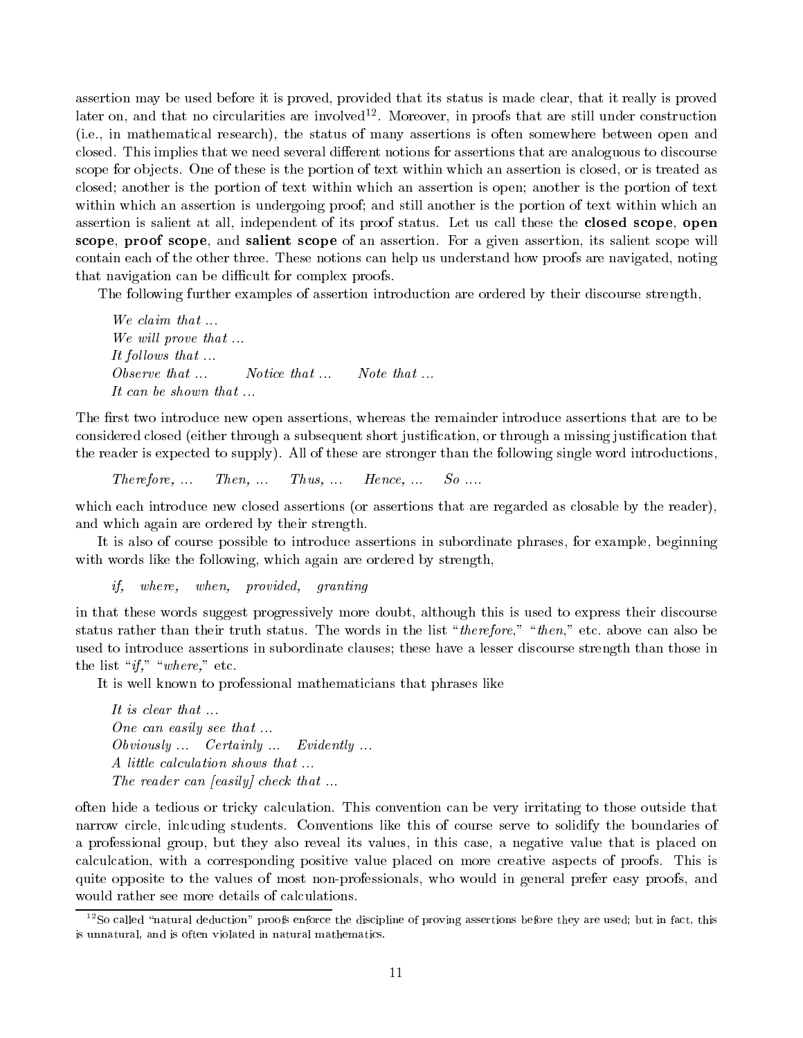assertion may be used before it is proved, provided that its status is made clear, that it really is proved later on, and that no circularities are involved[12]. Moreover, in proofs that are still under construction (i.e., in mathematical research), the status of many assertions is often somewhere between open and closed. This implies that we need several different notions for assertions that are analoguous to discourse scope for objects. One of these is the portion of text within which an assertion is closed, or is treated as closed; another is the portion of text within which an assertion is open; another is the portion of text within which an assertion is undergoing proof; and still another is the portion of text within which an assertion is salient at all, independent of its proof status. Let us call these the **closed scope**, **open scope**, **proof scope**, and **salient scope** of an assertion. For a given assertion, its salient scope will contain each of the other three. These notions can help us understand how proofs are navigated, noting that navigation can be difficult for complex proofs.

The following further examples of assertion introduction are ordered by their discourse strength,

*We claim that ...*
*We will prove that ...*
*It follows that ...*
*Observe that ...* *Notice that ...* *Note that ...*
*It can be shown that ...*

The first two introduce new open assertions, whereas the remainder introduce assertions that are to be considered closed (either through a subsequent short justification, or through a missing justification that the reader is expected to supply). All of these are stronger than the following single word introductions,

*Therefore, ...* *Then, ...* *Thus, ...* *Hence, ...* *So ....*

which each introduce new closed assertions (or assertions that are regarded as closable by the reader), and which again are ordered by their strength.

It is also of course possible to introduce assertions in subordinate phrases, for example, beginning with words like the following, which again are ordered by strength,

*if,* *where,* *when,* *provided,* *granting*

in that these words suggest progressively more doubt, although this is used to express their discourse status rather than their truth status. The words in the list "*therefore,*" "*then,*" etc. above can also be used to introduce assertions in subordinate clauses; these have a lesser discourse strength than those in the list "*if,*" "*where,*" etc.

It is well known to professional mathematicians that phrases like

*It is clear that ...*
*One can easily see that ...*
*Obviously ...* *Certainly ...* *Evidently ...*
*A little calculation shows that ...*
*The reader can [easily] check that ...*

often hide a tedious or tricky calculation. This convention can be very irritating to those outside that narrow circle, inlcuding students. Conventions like this of course serve to solidify the boundaries of a professional group, but they also reveal its values, in this case, a negative value that is placed on calculcation, with a corresponding positive value placed on more creative aspects of proofs. This is quite opposite to the values of most non-professionals, who would in general prefer easy proofs, and would rather see more details of calculations.

[12]So called "natural deduction" proofs enforce the discipline of proving assertions before they are used; but in fact, this is unnatural, and is often violated in natural mathematics.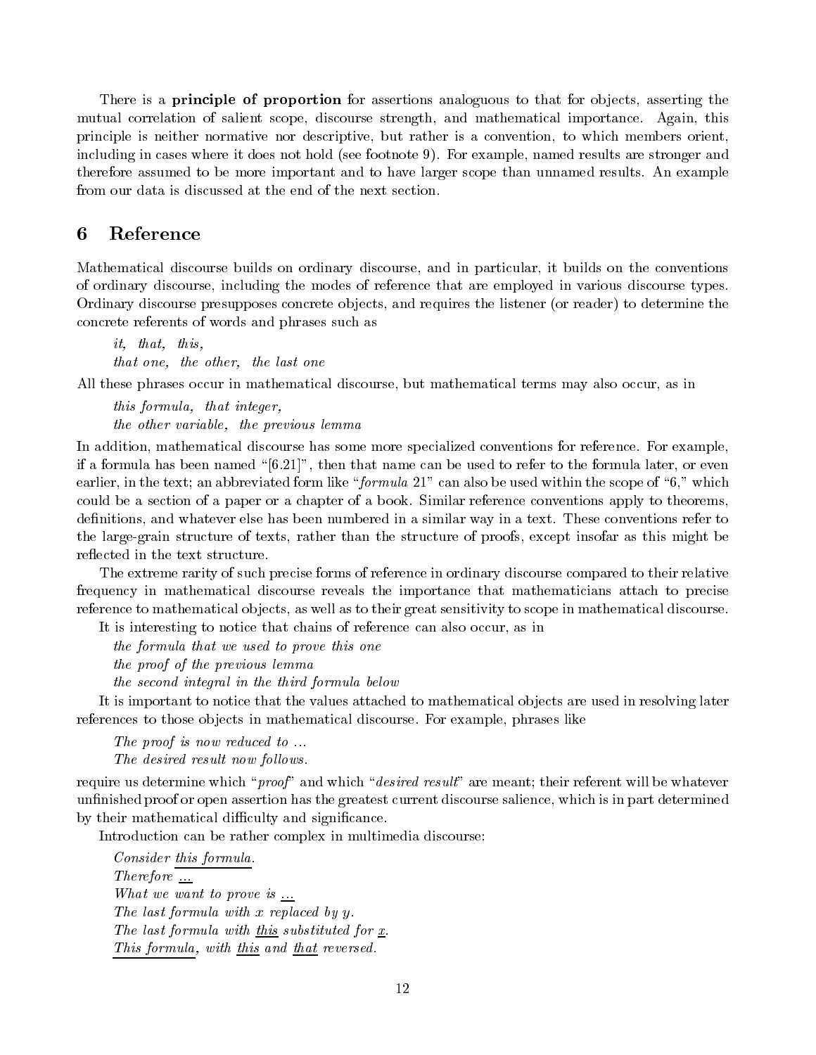There is a **principle of proportion** for assertions analoguous to that for objects, asserting the mutual correlation of salient scope, discourse strength, and mathematical importance. Again, this principle is neither normative nor descriptive, but rather is a convention, to which members orient, including in cases where it does not hold (see footnote 9). For example, named results are stronger and therefore assumed to be more important and to have larger scope than unnamed results. An example from our data is discussed at the end of the next section.

## 6 Reference

Mathematical discourse builds on ordinary discourse, and in particular, it builds on the conventions of ordinary discourse, including the modes of reference that are employed in various discourse types. Ordinary discourse presupposes concrete objects, and requires the listener (or reader) to determine the concrete referents of words and phrases such as

*it, that, this,*
*that one, the other, the last one*

All these phrases occur in mathematical discourse, but mathematical terms may also occur, as in

*this formula, that integer,*
*the other variable, the previous lemma*

In addition, mathematical discourse has some more specialized conventions for reference. For example, if a formula has been named "[6.21]", then that name can be used to refer to the formula later, or even earlier, in the text; an abbreviated form like "*formula* 21" can also be used within the scope of "6," which could be a section of a paper or a chapter of a book. Similar reference conventions apply to theorems, definitions, and whatever else has been numbered in a similar way in a text. These conventions refer to the large-grain structure of texts, rather than the structure of proofs, except insofar as this might be reflected in the text structure.

The extreme rarity of such precise forms of reference in ordinary discourse compared to their relative frequency in mathematical discourse reveals the importance that mathematicians attach to precise reference to mathematical objects, as well as to their great sensitivity to scope in mathematical discourse.

It is interesting to notice that chains of reference can also occur, as in

*the formula that we used to prove this one*
*the proof of the previous lemma*
*the second integral in the third formula below*

It is important to notice that the values attached to mathematical objects are used in resolving later references to those objects in mathematical discourse. For example, phrases like

*The proof is now reduced to ...*
*The desired result now follows.*

require us determine which "*proof*" and which "*desired result*" are meant; their referent will be whatever unfinished proof or open assertion has the greatest current discourse salience, which is in part determined by their mathematical difficulty and significance.

Introduction can be rather complex in multimedia discourse:

*Consider <u>this formula</u>.*
*Therefore <u>...</u>*
*What we want to prove is <u>...</u>*
*The last formula with x replaced by y.*
*The last formula with <u>this</u> substituted for <u>x</u>.*
*<u>This formula</u>, with <u>this</u> and <u>that</u> reversed.*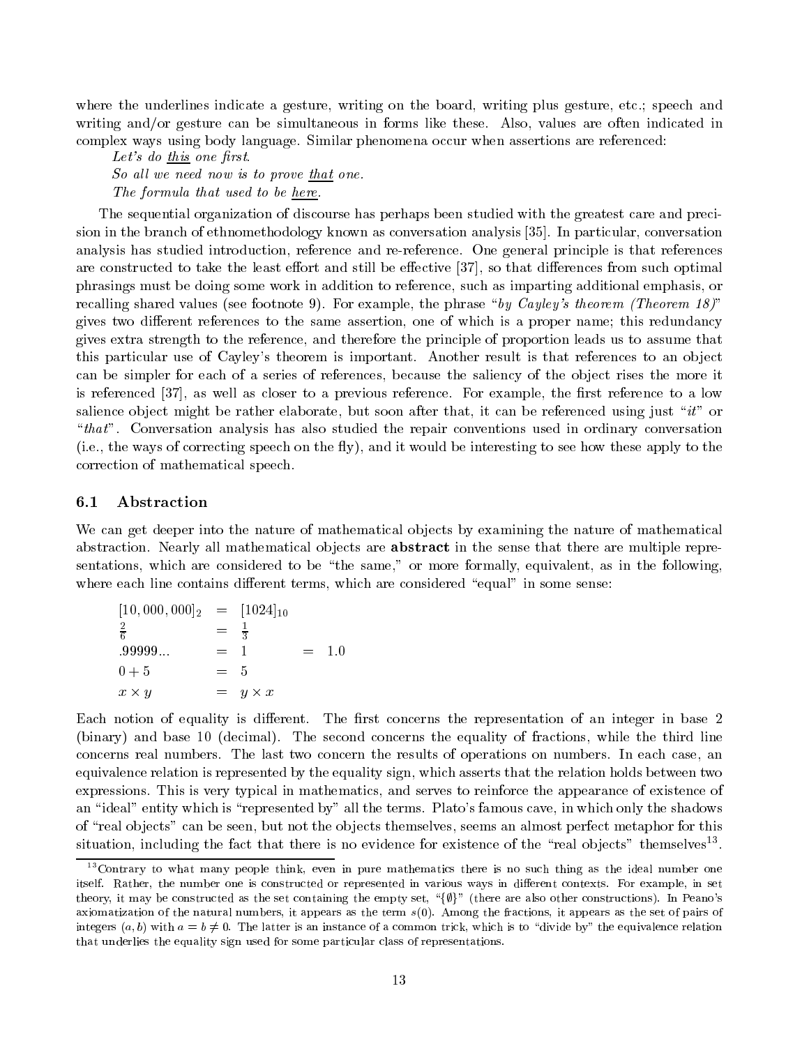where the underlines indicate a gesture, writing on the board, writing plus gesture, etc.; speech and writing and/or gesture can be simultaneous in forms like these. Also, values are often indicated in complex ways using body language. Similar phenomena occur when assertions are referenced:

*Let's do <u>this</u> one first.*
*So all we need now is to prove <u>that</u> one.*
*The formula that used to be <u>here</u>.*

The sequential organization of discourse has perhaps been studied with the greatest care and precision in the branch of ethnomethodology known as conversation analysis [35]. In particular, conversation analysis has studied introduction, reference and re-reference. One general principle is that references are constructed to take the least effort and still be effective [37], so that differences from such optimal phrasings must be doing some work in addition to reference, such as imparting additional emphasis, or recalling shared values (see footnote 9). For example, the phrase "*by Cayley's theorem (Theorem 18)*" gives two different references to the same assertion, one of which is a proper name; this redundancy gives extra strength to the reference, and therefore the principle of proportion leads us to assume that this particular use of Cayley's theorem is important. Another result is that references to an object can be simpler for each of a series of references, because the saliency of the object rises the more it is referenced [37], as well as closer to a previous reference. For example, the first reference to a low salience object might be rather elaborate, but soon after that, it can be referenced using just "*it*" or "*that*". Conversation analysis has also studied the repair conventions used in ordinary conversation (i.e., the ways of correcting speech on the fly), and it would be interesting to see how these apply to the correction of mathematical speech.

## 6.1 Abstraction

We can get deeper into the nature of mathematical objects by examining the nature of mathematical abstraction. Nearly all mathematical objects are **abstract** in the sense that there are multiple representations, which are considered to be "the same," or more formally, equivalent, as in the following, where each line contains different terms, which are considered "equal" in some sense:

$$
\begin{array}{lllll}
[10,000,000]_2 & = & [1024]_{10} & & \\
\frac{2}{6} & = & \frac{1}{3} & & \\
.99999... & = & 1 & = & 1.0 \\
0+5 & = & 5 & & \\
x \times y & = & y \times x & &
\end{array}
$$

Each notion of equality is different. The first concerns the representation of an integer in base 2 (binary) and base 10 (decimal). The second concerns the equality of fractions, while the third line concerns real numbers. The last two concern the results of operations on numbers. In each case, an equivalence relation is represented by the equality sign, which asserts that the relation holds between two expressions. This is very typical in mathematics, and serves to reinforce the appearance of existence of an "ideal" entity which is "represented by" all the terms. Plato's famous cave, in which only the shadows of "real objects" can be seen, but not the objects themselves, seems an almost perfect metaphor for this situation, including the fact that there is no evidence for existence of the "real objects" themselves[13].

[13] Contrary to what many people think, even in pure mathematics there is no such thing as the ideal number one itself. Rather, the number one is constructed or represented in various ways in different contexts. For example, in set theory, it may be constructed as the set containing the empty set, "$\{\emptyset\}$" (there are also other constructions). In Peano's axiomatization of the natural numbers, it appears as the term $s(0)$. Among the fractions, it appears as the set of pairs of integers $(a, b)$ with $a = b \neq 0$. The latter is an instance of a common trick, which is to "divide by" the equivalence relation that underlies the equality sign used for some particular class of representations.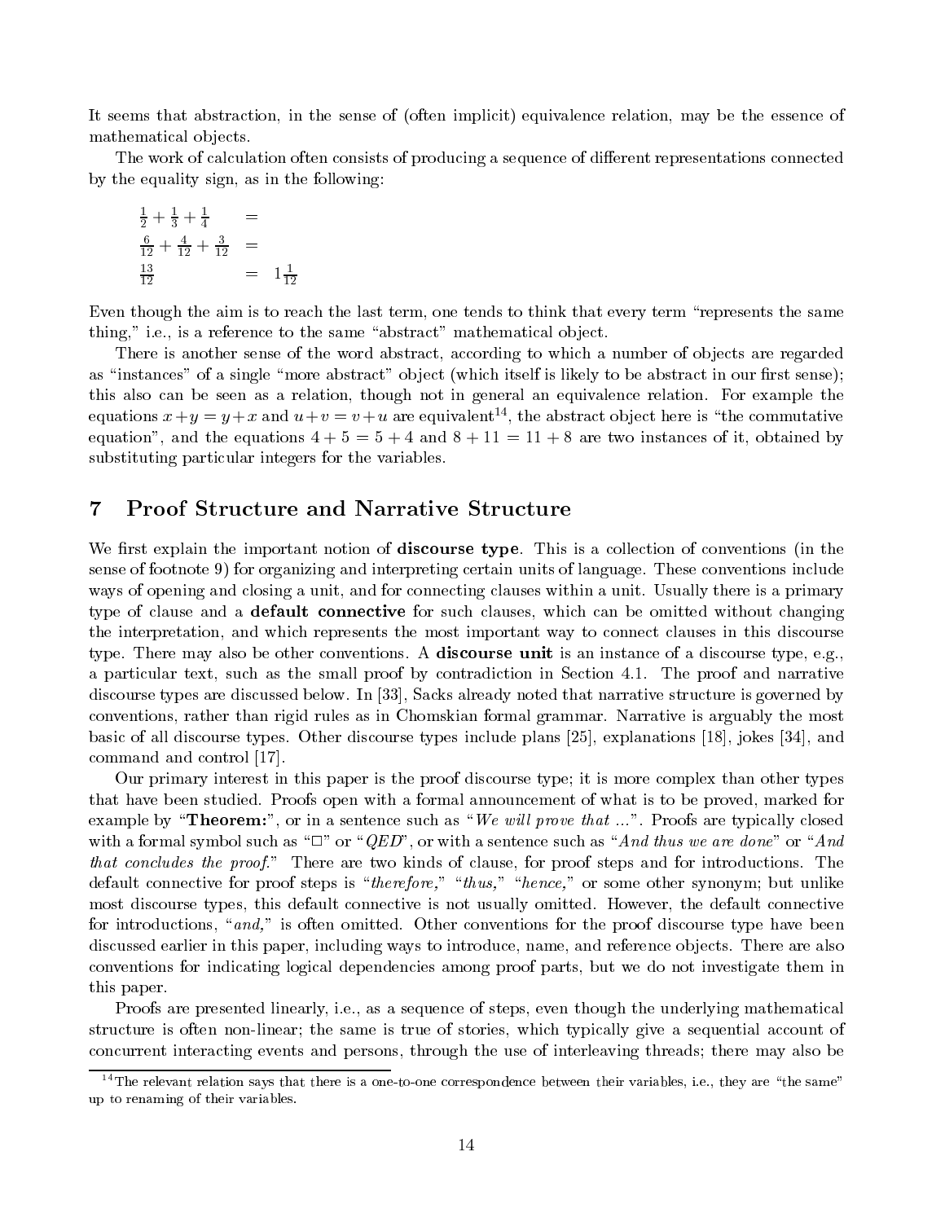It seems that abstraction, in the sense of (often implicit) equivalence relation, may be the essence of mathematical objects.

The work of calculation often consists of producing a sequence of different representations connected by the equality sign, as in the following:

$$
\begin{aligned}
&\tfrac{1}{2} + \tfrac{1}{3} + \tfrac{1}{4} &&= \\
&\tfrac{6}{12} + \tfrac{4}{12} + \tfrac{3}{12} &&= \\
&\tfrac{13}{12} &&= \; 1\tfrac{1}{12}
\end{aligned}
$$

Even though the aim is to reach the last term, one tends to think that every term "represents the same thing," i.e., is a reference to the same "abstract" mathematical object.

There is another sense of the word abstract, according to which a number of objects are regarded as "instances" of a single "more abstract" object (which itself is likely to be abstract in our first sense); this also can be seen as a relation, though not in general an equivalence relation. For example the equations $x+y = y+x$ and $u+v = v+u$ are equivalent[14], the abstract object here is "the commutative equation", and the equations $4+5 = 5+4$ and $8+11 = 11+8$ are two instances of it, obtained by substituting particular integers for the variables.

## 7 Proof Structure and Narrative Structure

We first explain the important notion of **discourse type**. This is a collection of conventions (in the sense of footnote 9) for organizing and interpreting certain units of language. These conventions include ways of opening and closing a unit, and for connecting clauses within a unit. Usually there is a primary type of clause and a **default connective** for such clauses, which can be omitted without changing the interpretation, and which represents the most important way to connect clauses in this discourse type. There may also be other conventions. A **discourse unit** is an instance of a discourse type, e.g., a particular text, such as the small proof by contradiction in Section 4.1. The proof and narrative discourse types are discussed below. In [33], Sacks already noted that narrative structure is governed by conventions, rather than rigid rules as in Chomskian formal grammar. Narrative is arguably the most basic of all discourse types. Other discourse types include plans [25], explanations [18], jokes [34], and command and control [17].

Our primary interest in this paper is the proof discourse type; it is more complex than other types that have been studied. Proofs open with a formal announcement of what is to be proved, marked for example by "**Theorem:**", or in a sentence such as "*We will prove that ...*". Proofs are typically closed with a formal symbol such as "□" or "*QED*", or with a sentence such as "*And thus we are done*" or "*And that concludes the proof.*" There are two kinds of clause, for proof steps and for introductions. The default connective for proof steps is "*therefore,*" "*thus,*" "*hence,*" or some other synonym; but unlike most discourse types, this default connective is not usually omitted. However, the default connective for introductions, "*and,*" is often omitted. Other conventions for the proof discourse type have been discussed earlier in this paper, including ways to introduce, name, and reference objects. There are also conventions for indicating logical dependencies among proof parts, but we do not investigate them in this paper.

Proofs are presented linearly, i.e., as a sequence of steps, even though the underlying mathematical structure is often non-linear; the same is true of stories, which typically give a sequential account of concurrent interacting events and persons, through the use of interleaving threads; there may also be

[14] The relevant relation says that there is a one-to-one correspondence between their variables, i.e., they are "the same" up to renaming of their variables.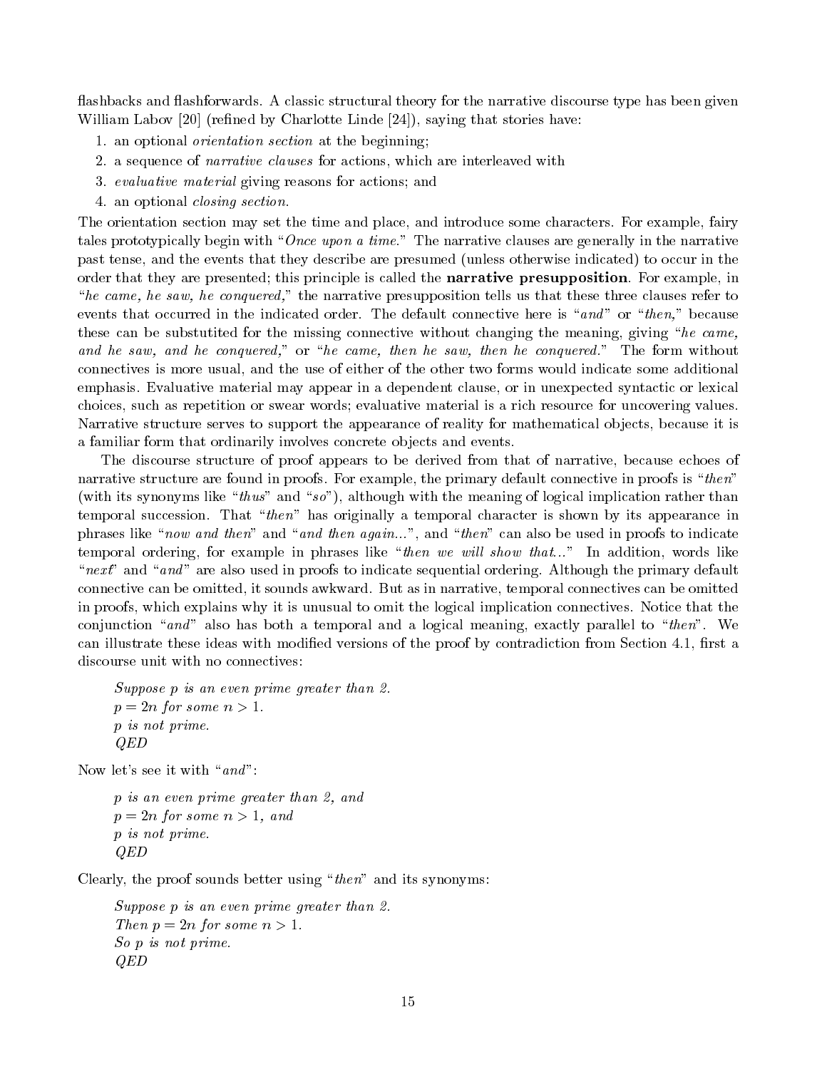flashbacks and flashforwards. A classic structural theory for the narrative discourse type has been given William Labov [20] (refined by Charlotte Linde [24]), saying that stories have:

1. an optional *orientation section* at the beginning;
2. a sequence of *narrative clauses* for actions, which are interleaved with
3. *evaluative material* giving reasons for actions; and
4. an optional *closing section*.

The orientation section may set the time and place, and introduce some characters. For example, fairy tales prototypically begin with "*Once upon a time.*" The narrative clauses are generally in the narrative past tense, and the events that they describe are presumed (unless otherwise indicated) to occur in the order that they are presented; this principle is called the **narrative presupposition**. For example, in "*he came, he saw, he conquered,*" the narrative presupposition tells us that these three clauses refer to events that occurred in the indicated order. The default connective here is "*and*" or "*then,*" because these can be substututed for the missing connective without changing the meaning, giving "*he came, and he saw, and he conquered,*" or "*he came, then he saw, then he conquered.*" The form without connectives is more usual, and the use of either of the other two forms would indicate some additional emphasis. Evaluative material may appear in a dependent clause, or in unexpected syntactic or lexical choices, such as repetition or swear words; evaluative material is a rich resource for uncovering values. Narrative structure serves to support the appearance of reality for mathematical objects, because it is a familiar form that ordinarily involves concrete objects and events.

The discourse structure of proof appears to be derived from that of narrative, because echoes of narrative structure are found in proofs. For example, the primary default connective in proofs is "*then*" (with its synonyms like "*thus*" and "*so*"), although with the meaning of logical implication rather than temporal succession. That "*then*" has originally a temporal character is shown by its appearance in phrases like "*now and then*" and "*and then again...*", and "*then*" can also be used in proofs to indicate temporal ordering, for example in phrases like "*then we will show that...*" In addition, words like "*next*" and "*and*" are also used in proofs to indicate sequential ordering. Although the primary default connective can be omitted, it sounds awkward. But as in narrative, temporal connectives can be omitted in proofs, which explains why it is unusual to omit the logical implication connectives. Notice that the conjunction "*and*" also has both a temporal and a logical meaning, exactly parallel to "*then*". We can illustrate these ideas with modified versions of the proof by contradiction from Section 4.1, first a discourse unit with no connectives:

> *Suppose p is an even prime greater than 2.*
> $p = 2n$ *for some* $n > 1$.
> *p is not prime.*
> *QED*

Now let's see it with "*and*":

> *p is an even prime greater than 2, and*
> $p = 2n$ *for some* $n > 1$*, and*
> *p is not prime.*
> *QED*

Clearly, the proof sounds better using "*then*" and its synonyms:

> *Suppose p is an even prime greater than 2.*
> *Then* $p = 2n$ *for some* $n > 1$.
> *So p is not prime.*
> *QED*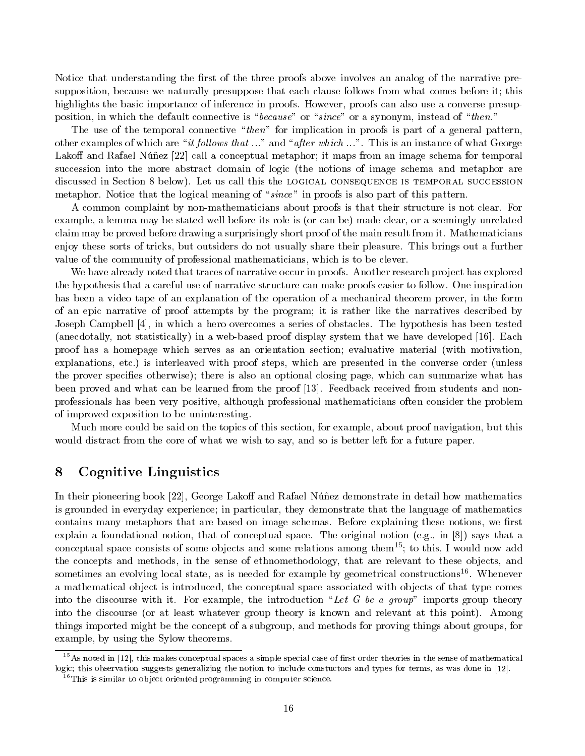Notice that understanding the first of the three proofs above involves an analog of the narrative presupposition, because we naturally presuppose that each clause follows from what comes before it; this highlights the basic importance of inference in proofs. However, proofs can also use a converse presupposition, in which the default connective is "*because*" or "*since*" or a synonym, instead of "*then*."

The use of the temporal connective "*then*" for implication in proofs is part of a general pattern, other examples of which are "*it follows that ...*" and "*after which ...*". This is an instance of what George Lakoff and Rafael Núñez [22] call a conceptual metaphor; it maps from an image schema for temporal succession into the more abstract domain of logic (the notions of image schema and metaphor are discussed in Section 8 below). Let us call this the LOGICAL CONSEQUENCE IS TEMPORAL SUCCESSION metaphor. Notice that the logical meaning of "*since*" in proofs is also part of this pattern.

A common complaint by non-mathematicians about proofs is that their structure is not clear. For example, a lemma may be stated well before its role is (or can be) made clear, or a seemingly unrelated claim may be proved before drawing a surprisingly short proof of the main result from it. Mathematicians enjoy these sorts of tricks, but outsiders do not usually share their pleasure. This brings out a further value of the community of professional mathematicians, which is to be clever.

We have already noted that traces of narrative occur in proofs. Another research project has explored the hypothesis that a careful use of narrative structure can make proofs easier to follow. One inspiration has been a video tape of an explanation of the operation of a mechanical theorem prover, in the form of an epic narrative of proof attempts by the program; it is rather like the narratives described by Joseph Campbell [4], in which a hero overcomes a series of obstacles. The hypothesis has been tested (anecdotally, not statistically) in a web-based proof display system that we have developed [16]. Each proof has a homepage which serves as an orientation section; evaluative material (with motivation, explanations, etc.) is interleaved with proof steps, which are presented in the converse order (unless the prover specifies otherwise); there is also an optional closing page, which can summarize what has been proved and what can be learned from the proof [13]. Feedback received from students and non-professionals has been very positive, although professional mathematicians often consider the problem of improved exposition to be uninteresting.

Much more could be said on the topics of this section, for example, about proof navigation, but this would distract from the core of what we wish to say, and so is better left for a future paper.

## 8 Cognitive Linguistics

In their pioneering book [22], George Lakoff and Rafael Núñez demonstrate in detail how mathematics is grounded in everyday experience; in particular, they demonstrate that the language of mathematics contains many metaphors that are based on image schemas. Before explaining these notions, we first explain a foundational notion, that of conceptual space. The original notion (e.g., in [8]) says that a conceptual space consists of some objects and some relations among them[15]; to this, I would now add the concepts and methods, in the sense of ethnomethodology, that are relevant to these objects, and sometimes an evolving local state, as is needed for example by geometrical constructions[16]. Whenever a mathematical object is introduced, the conceptual space associated with objects of that type comes into the discourse with it. For example, the introduction "*Let G be a group*" imports group theory into the discourse (or at least whatever group theory is known and relevant at this point). Among things imported might be the concept of a subgroup, and methods for proving things about groups, for example, by using the Sylow theorems.

[15] As noted in [12], this makes conceptual spaces a simple special case of first order theories in the sense of mathematical logic; this observation suggests generalizing the notion to include constuctors and types for terms, as was done in [12].

[16] This is similar to object oriented programming in computer science.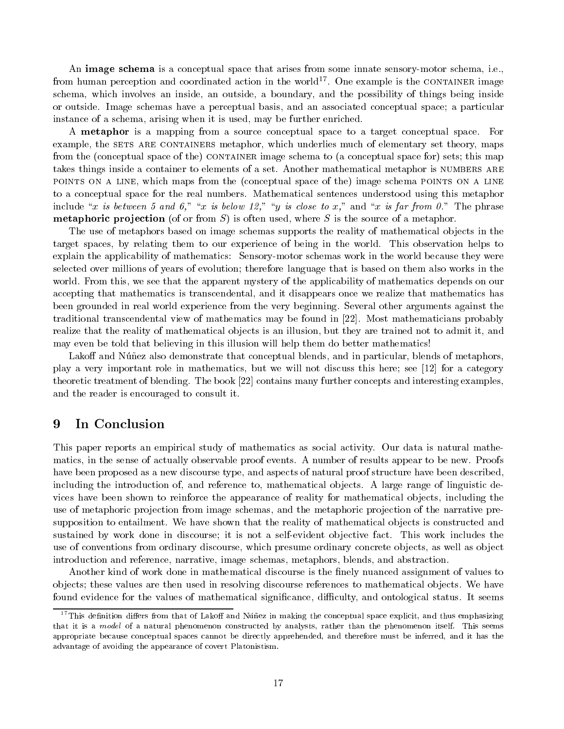An **image schema** is a conceptual space that arises from some innate sensory-motor schema, i.e., from human perception and coordinated action in the world[17]. One example is the CONTAINER image schema, which involves an inside, an outside, a boundary, and the possibility of things being inside or outside. Image schemas have a perceptual basis, and an associated conceptual space; a particular instance of a schema, arising when it is used, may be further enriched.

A **metaphor** is a mapping from a source conceptual space to a target conceptual space. For example, the SETS ARE CONTAINERS metaphor, which underlies much of elementary set theory, maps from the (conceptual space of the) CONTAINER image schema to (a conceptual space for) sets; this map takes things inside a container to elements of a set. Another mathematical metaphor is NUMBERS ARE POINTS ON A LINE, which maps from the (conceptual space of the) image schema POINTS ON A LINE to a conceptual space for the real numbers. Mathematical sentences understood using this metaphor include "*x is between 5 and 6,*" "*x is below 12,*" "*y is close to x,*" and "*x is far from 0.*" The phrase **metaphoric projection** (of or from $S$) is often used, where $S$ is the source of a metaphor.

The use of metaphors based on image schemas supports the reality of mathematical objects in the target spaces, by relating them to our experience of being in the world. This observation helps to explain the applicability of mathematics: Sensory-motor schemas work in the world because they were selected over millions of years of evolution; therefore language that is based on them also works in the world. From this, we see that the apparent mystery of the applicability of mathematics depends on our accepting that mathematics is transcendental, and it disappears once we realize that mathematics has been grounded in real world experience from the very beginning. Several other arguments against the traditional transcendental view of mathematics may be found in [22]. Most mathematicians probably realize that the reality of mathematical objects is an illusion, but they are trained not to admit it, and may even be told that believing in this illusion will help them do better mathematics!

Lakoff and Núñez also demonstrate that conceptual blends, and in particular, blends of metaphors, play a very important role in mathematics, but we will not discuss this here; see [12] for a category theoretic treatment of blending. The book [22] contains many further concepts and interesting examples, and the reader is encouraged to consult it.

## 9 In Conclusion

This paper reports an empirical study of mathematics as social activity. Our data is natural mathematics, in the sense of actually observable proof events. A number of results appear to be new. Proofs have been proposed as a new discourse type, and aspects of natural proof structure have been described, including the introduction of, and reference to, mathematical objects. A large range of linguistic devices have been shown to reinforce the appearance of reality for mathematical objects, including the use of metaphoric projection from image schemas, and the metaphoric projection of the narrative presupposition to entailment. We have shown that the reality of mathematical objects is constructed and sustained by work done in discourse; it is not a self-evident objective fact. This work includes the use of conventions from ordinary discourse, which presume ordinary concrete objects, as well as object introduction and reference, narrative, image schemas, metaphors, blends, and abstraction.

Another kind of work done in mathematical discourse is the finely nuanced assignment of values to objects; these values are then used in resolving discourse references to mathematical objects. We have found evidence for the values of mathematical significance, difficulty, and ontological status. It seems

[17] This definition differs from that of Lakoff and Núñez in making the conceptual space explicit, and thus emphasizing that it is a *model* of a natural phenomenon constructed by analysts, rather than the phenomenon itself. This seems appropriate because conceptual spaces cannot be directly apprehended, and therefore must be inferred, and it has the advantage of avoiding the appearance of covert Platonistism.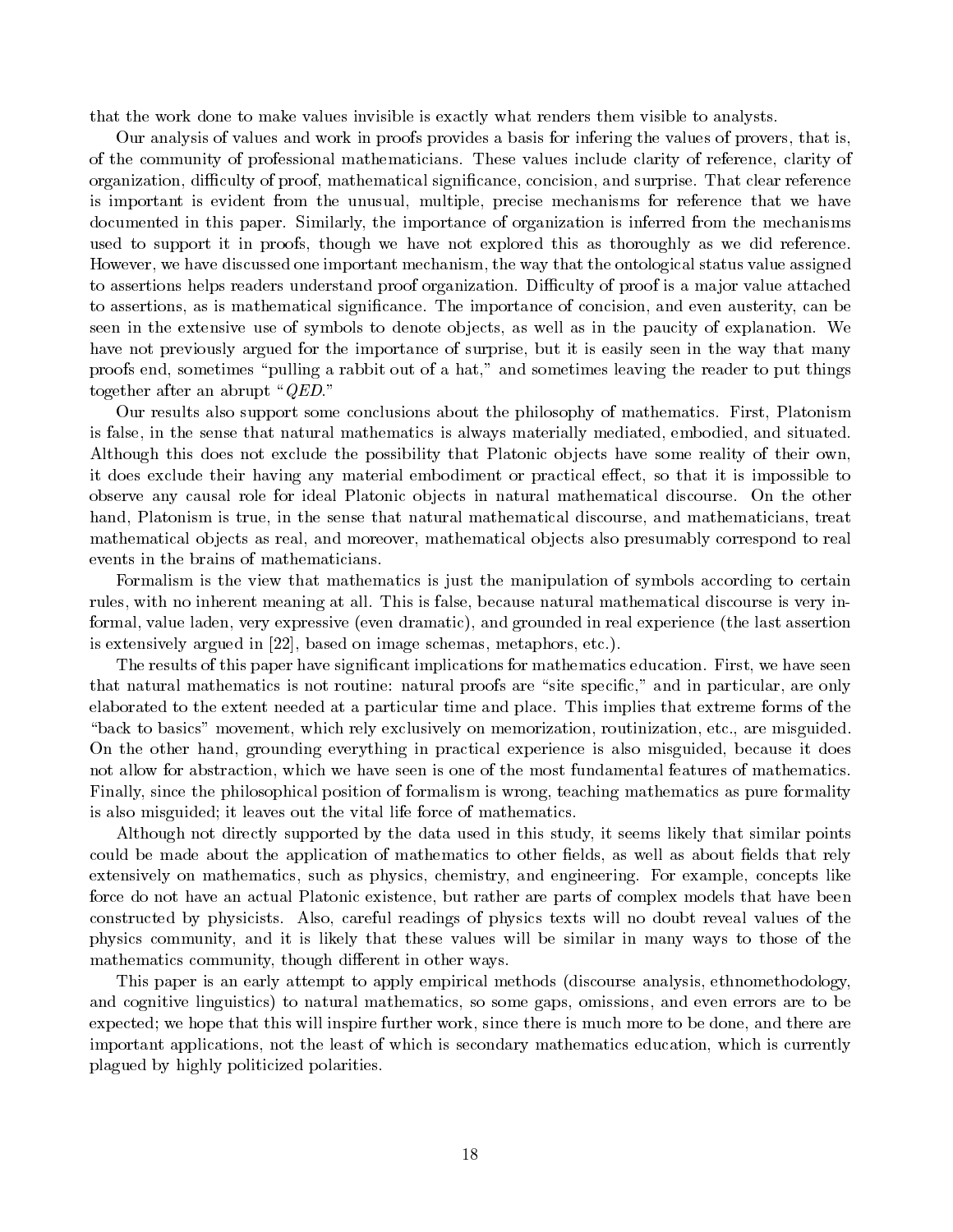that the work done to make values invisible is exactly what renders them visible to analysts.

Our analysis of values and work in proofs provides a basis for infering the values of provers, that is, of the community of professional mathematicians. These values include clarity of reference, clarity of organization, difficulty of proof, mathematical significance, concision, and surprise. That clear reference is important is evident from the unusual, multiple, precise mechanisms for reference that we have documented in this paper. Similarly, the importance of organization is inferred from the mechanisms used to support it in proofs, though we have not explored this as thoroughly as we did reference. However, we have discussed one important mechanism, the way that the ontological status value assigned to assertions helps readers understand proof organization. Difficulty of proof is a major value attached to assertions, as is mathematical significance. The importance of concision, and even austerity, can be seen in the extensive use of symbols to denote objects, as well as in the paucity of explanation. We have not previously argued for the importance of surprise, but it is easily seen in the way that many proofs end, sometimes "pulling a rabbit out of a hat," and sometimes leaving the reader to put things together after an abrupt "*QED*."

Our results also support some conclusions about the philosophy of mathematics. First, Platonism is false, in the sense that natural mathematics is always materially mediated, embodied, and situated. Although this does not exclude the possibility that Platonic objects have some reality of their own, it does exclude their having any material embodiment or practical effect, so that it is impossible to observe any causal role for ideal Platonic objects in natural mathematical discourse. On the other hand, Platonism is true, in the sense that natural mathematical discourse, and mathematicians, treat mathematical objects as real, and moreover, mathematical objects also presumably correspond to real events in the brains of mathematicians.

Formalism is the view that mathematics is just the manipulation of symbols according to certain rules, with no inherent meaning at all. This is false, because natural mathematical discourse is very informal, value laden, very expressive (even dramatic), and grounded in real experience (the last assertion is extensively argued in [22], based on image schemas, metaphors, etc.).

The results of this paper have significant implications for mathematics education. First, we have seen that natural mathematics is not routine: natural proofs are "site specific," and in particular, are only elaborated to the extent needed at a particular time and place. This implies that extreme forms of the "back to basics" movement, which rely exclusively on memorization, routinization, etc., are misguided. On the other hand, grounding everything in practical experience is also misguided, because it does not allow for abstraction, which we have seen is one of the most fundamental features of mathematics. Finally, since the philosophical position of formalism is wrong, teaching mathematics as pure formality is also misguided; it leaves out the vital life force of mathematics.

Although not directly supported by the data used in this study, it seems likely that similar points could be made about the application of mathematics to other fields, as well as about fields that rely extensively on mathematics, such as physics, chemistry, and engineering. For example, concepts like force do not have an actual Platonic existence, but rather are parts of complex models that have been constructed by physicists. Also, careful readings of physics texts will no doubt reveal values of the physics community, and it is likely that these values will be similar in many ways to those of the mathematics community, though different in other ways.

This paper is an early attempt to apply empirical methods (discourse analysis, ethnomethodology, and cognitive linguistics) to natural mathematics, so some gaps, omissions, and even errors are to be expected; we hope that this will inspire further work, since there is much more to be done, and there are important applications, not the least of which is secondary mathematics education, which is currently plagued by highly politicized polarities.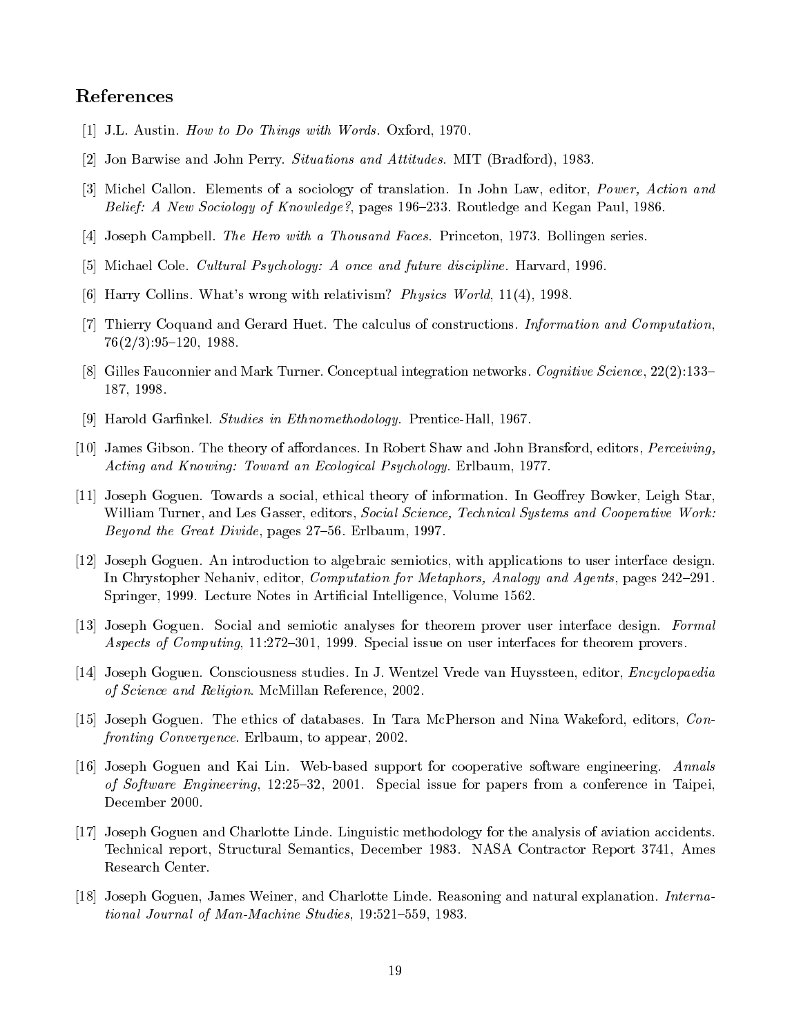## References

[1] J.L. Austin. *How to Do Things with Words*. Oxford, 1970.

[2] Jon Barwise and John Perry. *Situations and Attitudes*. MIT (Bradford), 1983.

[3] Michel Callon. Elements of a sociology of translation. In John Law, editor, *Power, Action and Belief: A New Sociology of Knowledge?*, pages 196–233. Routledge and Kegan Paul, 1986.

[4] Joseph Campbell. *The Hero with a Thousand Faces*. Princeton, 1973. Bollingen series.

[5] Michael Cole. *Cultural Psychology: A once and future discipline*. Harvard, 1996.

[6] Harry Collins. What's wrong with relativism? *Physics World*, 11(4), 1998.

[7] Thierry Coquand and Gerard Huet. The calculus of constructions. *Information and Computation*, 76(2/3):95–120, 1988.

[8] Gilles Fauconnier and Mark Turner. Conceptual integration networks. *Cognitive Science*, 22(2):133–187, 1998.

[9] Harold Garfinkel. *Studies in Ethnomethodology*. Prentice-Hall, 1967.

[10] James Gibson. The theory of affordances. In Robert Shaw and John Bransford, editors, *Perceiving, Acting and Knowing: Toward an Ecological Psychology*. Erlbaum, 1977.

[11] Joseph Goguen. Towards a social, ethical theory of information. In Geoffrey Bowker, Leigh Star, William Turner, and Les Gasser, editors, *Social Science, Technical Systems and Cooperative Work: Beyond the Great Divide*, pages 27–56. Erlbaum, 1997.

[12] Joseph Goguen. An introduction to algebraic semiotics, with applications to user interface design. In Chrystopher Nehaniv, editor, *Computation for Metaphors, Analogy and Agents*, pages 242–291. Springer, 1999. Lecture Notes in Artificial Intelligence, Volume 1562.

[13] Joseph Goguen. Social and semiotic analyses for theorem prover user interface design. *Formal Aspects of Computing*, 11:272–301, 1999. Special issue on user interfaces for theorem provers.

[14] Joseph Goguen. Consciousness studies. In J. Wentzel Vrede van Huyssteen, editor, *Encyclopaedia of Science and Religion*. McMillan Reference, 2002.

[15] Joseph Goguen. The ethics of databases. In Tara McPherson and Nina Wakeford, editors, *Confronting Convergence*. Erlbaum, to appear, 2002.

[16] Joseph Goguen and Kai Lin. Web-based support for cooperative software engineering. *Annals of Software Engineering*, 12:25–32, 2001. Special issue for papers from a conference in Taipei, December 2000.

[17] Joseph Goguen and Charlotte Linde. Linguistic methodology for the analysis of aviation accidents. Technical report, Structural Semantics, December 1983. NASA Contractor Report 3741, Ames Research Center.

[18] Joseph Goguen, James Weiner, and Charlotte Linde. Reasoning and natural explanation. *International Journal of Man-Machine Studies*, 19:521–559, 1983.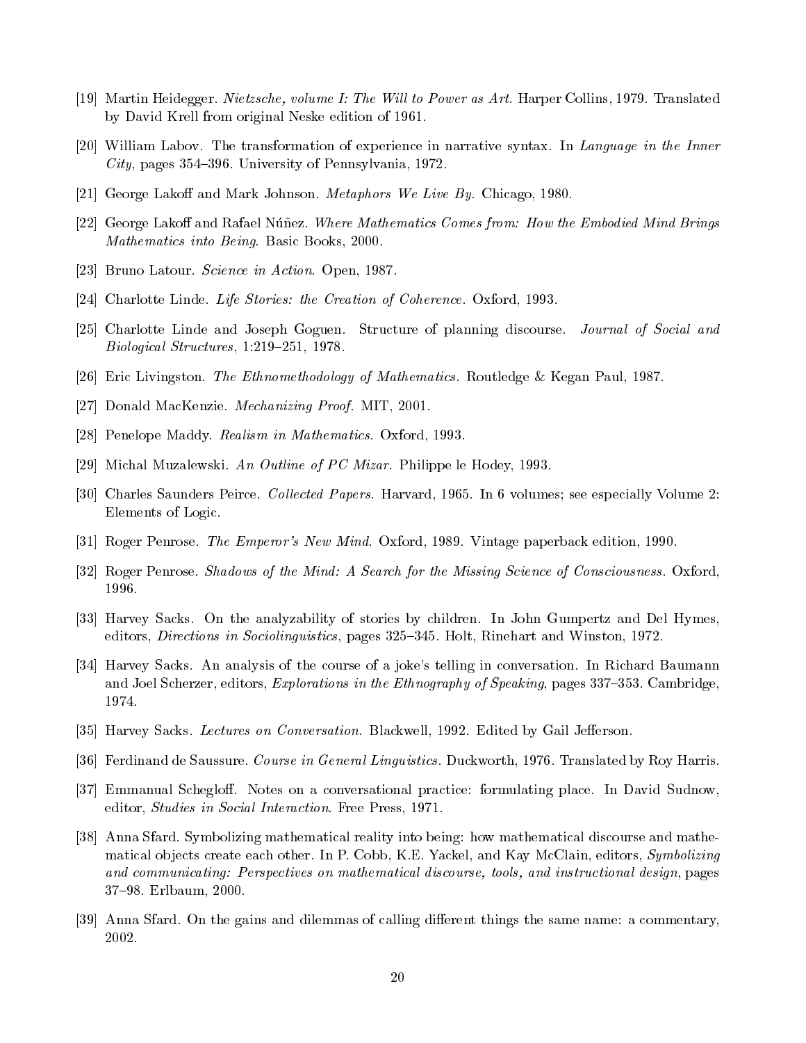[19] Martin Heidegger. *Nietzsche, volume I: The Will to Power as Art*. Harper Collins, 1979. Translated by David Krell from original Neske edition of 1961.

[20] William Labov. The transformation of experience in narrative syntax. In *Language in the Inner City*, pages 354–396. University of Pennsylvania, 1972.

[21] George Lakoff and Mark Johnson. *Metaphors We Live By*. Chicago, 1980.

[22] George Lakoff and Rafael Núñez. *Where Mathematics Comes from: How the Embodied Mind Brings Mathematics into Being*. Basic Books, 2000.

[23] Bruno Latour. *Science in Action*. Open, 1987.

[24] Charlotte Linde. *Life Stories: the Creation of Coherence*. Oxford, 1993.

[25] Charlotte Linde and Joseph Goguen. Structure of planning discourse. *Journal of Social and Biological Structures*, 1:219–251, 1978.

[26] Eric Livingston. *The Ethnomethodology of Mathematics*. Routledge & Kegan Paul, 1987.

[27] Donald MacKenzie. *Mechanizing Proof*. MIT, 2001.

[28] Penelope Maddy. *Realism in Mathematics*. Oxford, 1993.

[29] Michal Muzalewski. *An Outline of PC Mizar*. Philippe le Hodey, 1993.

[30] Charles Saunders Peirce. *Collected Papers*. Harvard, 1965. In 6 volumes; see especially Volume 2: Elements of Logic.

[31] Roger Penrose. *The Emperor's New Mind*. Oxford, 1989. Vintage paperback edition, 1990.

[32] Roger Penrose. *Shadows of the Mind: A Search for the Missing Science of Consciousness*. Oxford, 1996.

[33] Harvey Sacks. On the analyzability of stories by children. In John Gumpertz and Del Hymes, editors, *Directions in Sociolinguistics*, pages 325–345. Holt, Rinehart and Winston, 1972.

[34] Harvey Sacks. An analysis of the course of a joke's telling in conversation. In Richard Baumann and Joel Scherzer, editors, *Explorations in the Ethnography of Speaking*, pages 337–353. Cambridge, 1974.

[35] Harvey Sacks. *Lectures on Conversation*. Blackwell, 1992. Edited by Gail Jefferson.

[36] Ferdinand de Saussure. *Course in General Linguistics*. Duckworth, 1976. Translated by Roy Harris.

[37] Emmanual Schegloff. Notes on a conversational practice: formulating place. In David Sudnow, editor, *Studies in Social Interaction*. Free Press, 1971.

[38] Anna Sfard. Symbolizing mathematical reality into being: how mathematical discourse and mathematical objects create each other. In P. Cobb, K.E. Yackel, and Kay McClain, editors, *Symbolizing and communicating: Perspectives on mathematical discourse, tools, and instructional design*, pages 37–98. Erlbaum, 2000.

[39] Anna Sfard. On the gains and dilemmas of calling different things the same name: a commentary, 2002.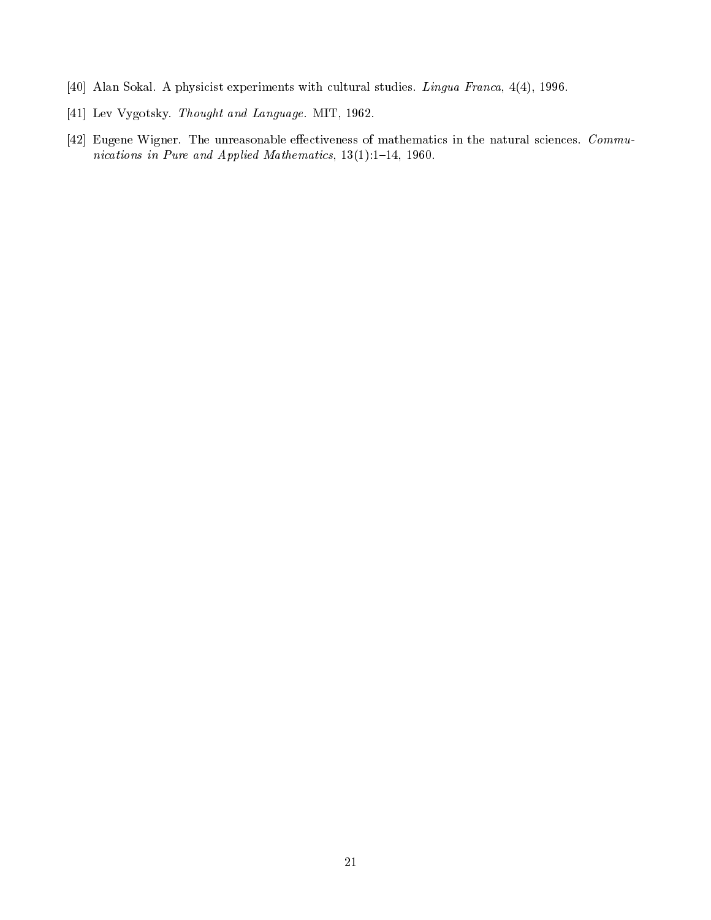[40] Alan Sokal. A physicist experiments with cultural studies. *Lingua Franca*, 4(4), 1996.

[41] Lev Vygotsky. *Thought and Language*. MIT, 1962.

[42] Eugene Wigner. The unreasonable effectiveness of mathematics in the natural sciences. *Communications in Pure and Applied Mathematics*, 13(1):1–14, 1960.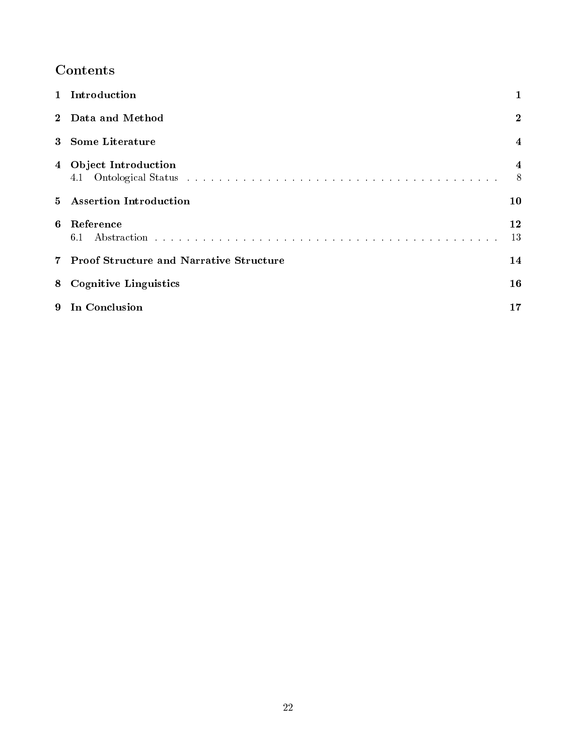# Contents

| | |
|---|---|
| **1 Introduction** | **1** |
| **2 Data and Method** | **2** |
| **3 Some Literature** | **4** |
| **4 Object Introduction** | **4** |
| 4.1 Ontological Status | 8 |
| **5 Assertion Introduction** | **10** |
| **6 Reference** | **12** |
| 6.1 Abstraction | 13 |
| **7 Proof Structure and Narrative Structure** | **14** |
| **8 Cognitive Linguistics** | **16** |
| **9 In Conclusion** | **17** |